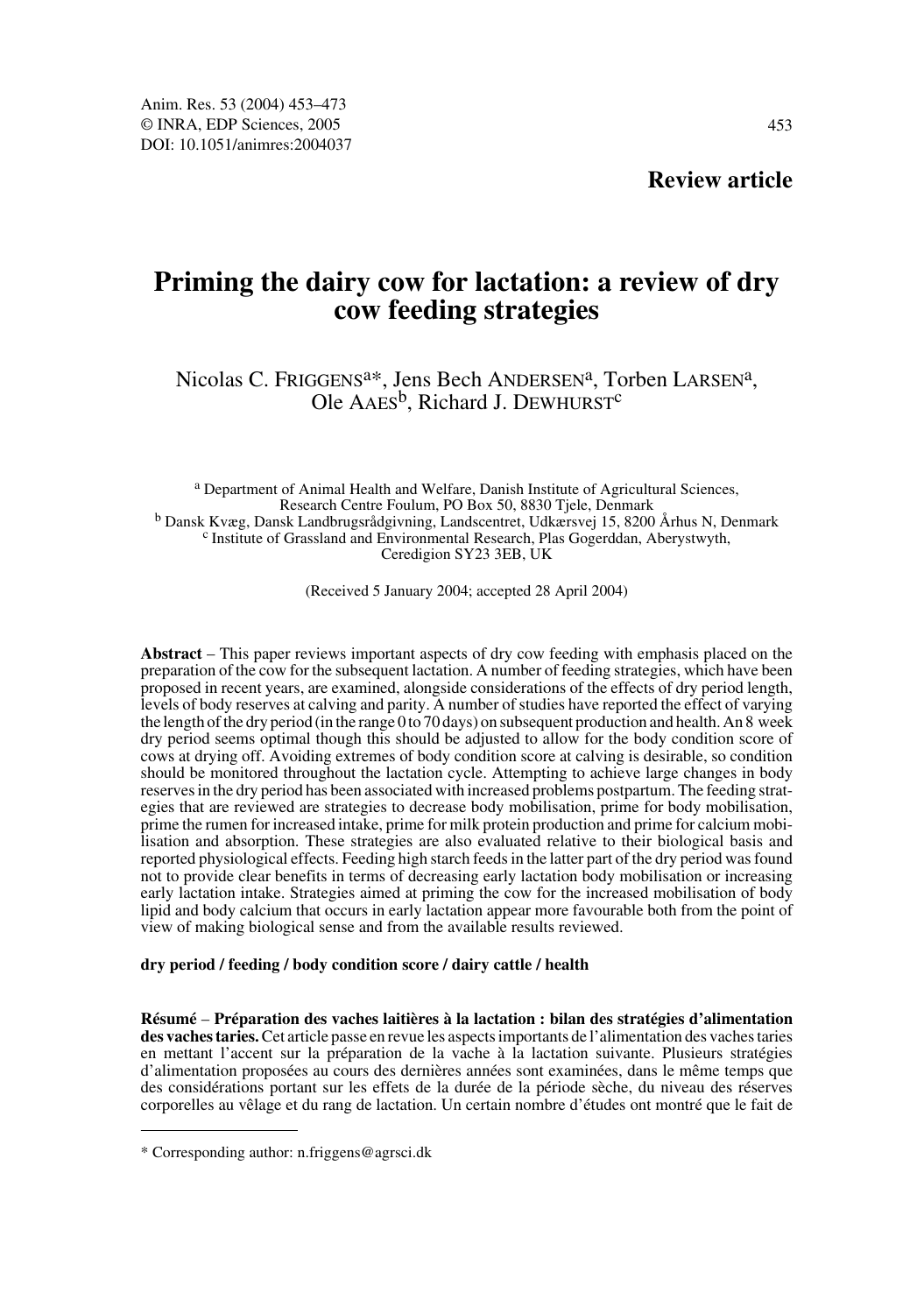**Review article**

# Priming the dairy cow for lactation: a review of dry cow feeding strategies

Nicolas C. FRIGGENS[a*], Jens Bech ANDERSEN[a], Torben LARSEN[a], Ole AAES[b], Richard J. DEWHURST[c]

[a] Department of Animal Health and Welfare, Danish Institute of Agricultural Sciences, Research Centre Foulum, PO Box 50, 8830 Tjele, Denmark
[b] Dansk Kvæg, Dansk Landbrugsrådgivning, Landscentret, Udkærsvej 15, 8200 Århus N, Denmark
[c] Institute of Grassland and Environmental Research, Plas Gogerddan, Aberystwyth, Ceredigion SY23 3EB, UK

(Received 5 January 2004; accepted 28 April 2004)

**Abstract** – This paper reviews important aspects of dry cow feeding with emphasis placed on the preparation of the cow for the subsequent lactation. A number of feeding strategies, which have been proposed in recent years, are examined, alongside considerations of the effects of dry period length, levels of body reserves at calving and parity. A number of studies have reported the effect of varying the length of the dry period (in the range 0 to 70 days) on subsequent production and health. An 8 week dry period seems optimal though this should be adjusted to allow for the body condition score of cows at drying off. Avoiding extremes of body condition score at calving is desirable, so condition should be monitored throughout the lactation cycle. Attempting to achieve large changes in body reserves in the dry period has been associated with increased problems postpartum. The feeding strategies that are reviewed are strategies to decrease body mobilisation, prime for body mobilisation, prime the rumen for increased intake, prime for milk protein production and prime for calcium mobilisation and absorption. These strategies are also evaluated relative to their biological basis and reported physiological effects. Feeding high starch feeds in the latter part of the dry period was found not to provide clear benefits in terms of decreasing early lactation body mobilisation or increasing early lactation intake. Strategies aimed at priming the cow for the increased mobilisation of body lipid and body calcium that occurs in early lactation appear more favourable both from the point of view of making biological sense and from the available results reviewed.

**dry period / feeding / body condition score / dairy cattle / health**

**Résumé** – **Préparation des vaches laitières à la lactation : bilan des stratégies d'alimentation des vaches taries.** Cet article passe en revue les aspects importants de l'alimentation des vaches taries en mettant l'accent sur la préparation de la vache à la lactation suivante. Plusieurs stratégies d'alimentation proposées au cours des dernières années sont examinées, dans le même temps que des considérations portant sur les effets de la durée de la période sèche, du niveau des réserves corporelles au vêlage et du rang de lactation. Un certain nombre d'études ont montré que le fait de

\* Corresponding author: n.friggens@agrsci.dk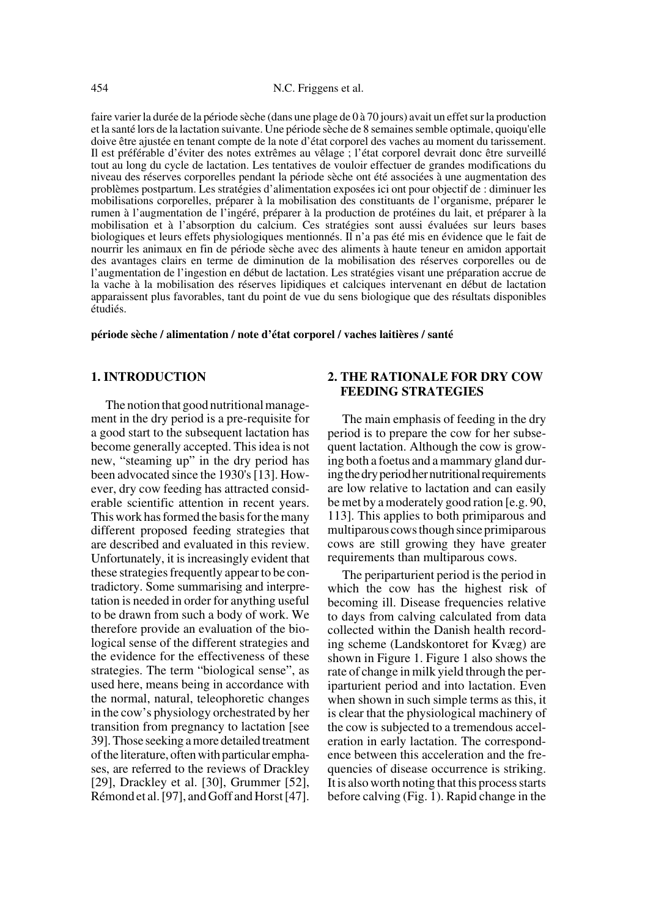faire varier la durée de la période sèche (dans une plage de 0 à 70 jours) avait un effet sur la production et la santé lors de la lactation suivante. Une période sèche de 8 semaines semble optimale, quoiqu'elle doive être ajustée en tenant compte de la note d'état corporel des vaches au moment du tarissement. Il est préférable d'éviter des notes extrêmes au vêlage ; l'état corporel devrait donc être surveillé tout au long du cycle de lactation. Les tentatives de vouloir effectuer de grandes modifications du niveau des réserves corporelles pendant la période sèche ont été associées à une augmentation des problèmes postpartum. Les stratégies d'alimentation exposées ici ont pour objectif de : diminuer les mobilisations corporelles, préparer à la mobilisation des constituants de l'organisme, préparer le rumen à l'augmentation de l'ingéré, préparer à la production de protéines du lait, et préparer à la mobilisation et à l'absorption du calcium. Ces stratégies sont aussi évaluées sur leurs bases biologiques et leurs effets physiologiques mentionnés. Il n'a pas été mis en évidence que le fait de nourrir les animaux en fin de période sèche avec des aliments à haute teneur en amidon apportait des avantages clairs en terme de diminution de la mobilisation des réserves corporelles ou de l'augmentation de l'ingestion en début de lactation. Les stratégies visant une préparation accrue de la vache à la mobilisation des réserves lipidiques et calciques intervenant en début de lactation apparaissent plus favorables, tant du point de vue du sens biologique que des résultats disponibles étudiés.

**période sèche / alimentation / note d'état corporel / vaches laitières / santé**

## 1. INTRODUCTION

The notion that good nutritional management in the dry period is a pre-requisite for a good start to the subsequent lactation has become generally accepted. This idea is not new, "steaming up" in the dry period has been advocated since the 1930's [13]. However, dry cow feeding has attracted considerable scientific attention in recent years. This work has formed the basis for the many different proposed feeding strategies that are described and evaluated in this review. Unfortunately, it is increasingly evident that these strategies frequently appear to be contradictory. Some summarising and interpretation is needed in order for anything useful to be drawn from such a body of work. We therefore provide an evaluation of the biological sense of the different strategies and the evidence for the effectiveness of these strategies. The term "biological sense", as used here, means being in accordance with the normal, natural, teleophoretic changes in the cow's physiology orchestrated by her transition from pregnancy to lactation [see 39]. Those seeking a more detailed treatment of the literature, often with particular emphases, are referred to the reviews of Drackley [29], Drackley et al. [30], Grummer [52], Rémond et al. [97], and Goff and Horst [47].

## 2. THE RATIONALE FOR DRY COW FEEDING STRATEGIES

The main emphasis of feeding in the dry period is to prepare the cow for her subsequent lactation. Although the cow is growing both a foetus and a mammary gland during the dry period her nutritional requirements are low relative to lactation and can easily be met by a moderately good ration [e.g. 90, 113]. This applies to both primiparous and multiparous cows though since primiparous cows are still growing they have greater requirements than multiparous cows.

The periparturient period is the period in which the cow has the highest risk of becoming ill. Disease frequencies relative to days from calving calculated from data collected within the Danish health recording scheme (Landskontoret for Kvæg) are shown in Figure 1. Figure 1 also shows the rate of change in milk yield through the periparturient period and into lactation. Even when shown in such simple terms as this, it is clear that the physiological machinery of the cow is subjected to a tremendous acceleration in early lactation. The correspondence between this acceleration and the frequencies of disease occurrence is striking. It is also worth noting that this process starts before calving (Fig. 1). Rapid change in the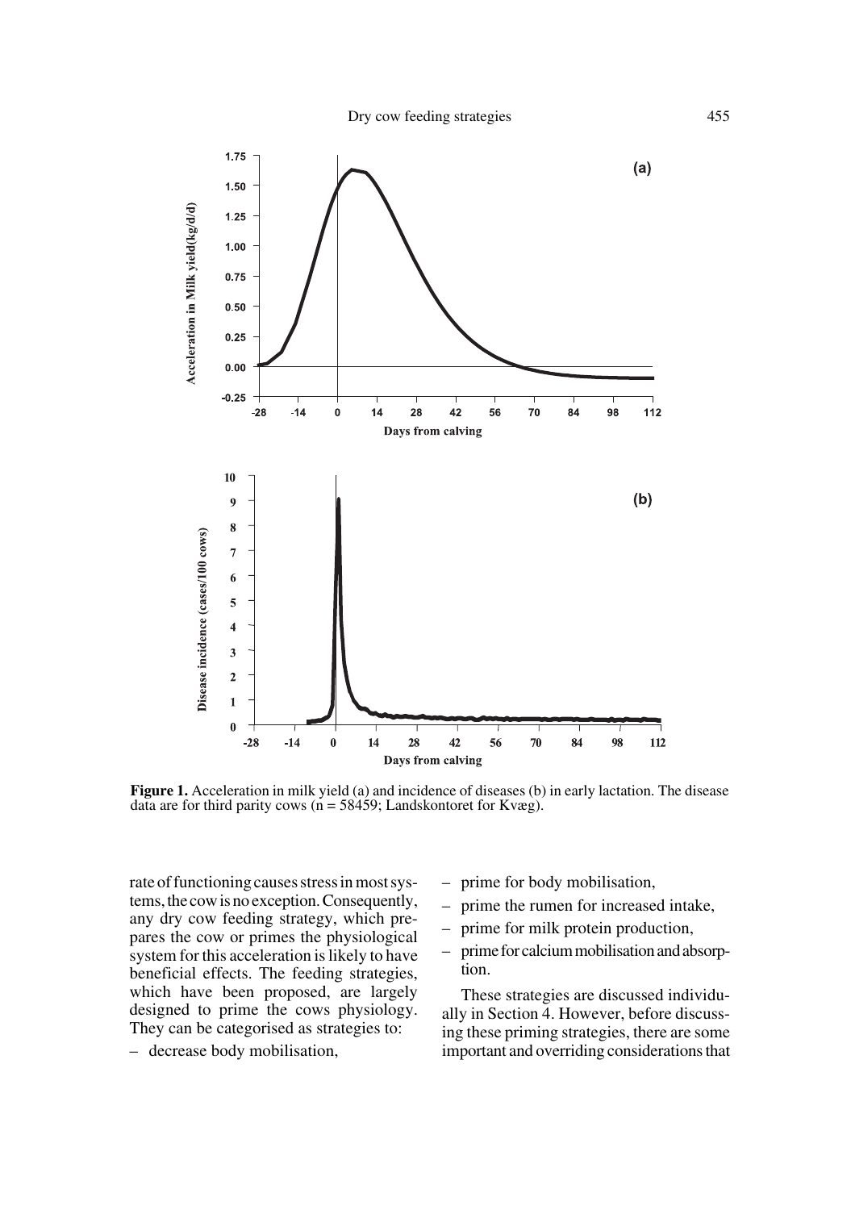**Figure 1.** Acceleration in milk yield (a) and incidence of diseases (b) in early lactation. The disease data are for third parity cows (n = 58459; Landskontoret for Kvæg).

rate of functioning causes stress in most systems, the cow is no exception. Consequently, any dry cow feeding strategy, which prepares the cow or primes the physiological system for this acceleration is likely to have beneficial effects. The feeding strategies, which have been proposed, are largely designed to prime the cows physiology. They can be categorised as strategies to:

– decrease body mobilisation,
– prime for body mobilisation,
– prime the rumen for increased intake,
– prime for milk protein production,
– prime for calcium mobilisation and absorption.

These strategies are discussed individually in Section 4. However, before discussing these priming strategies, there are some important and overriding considerations that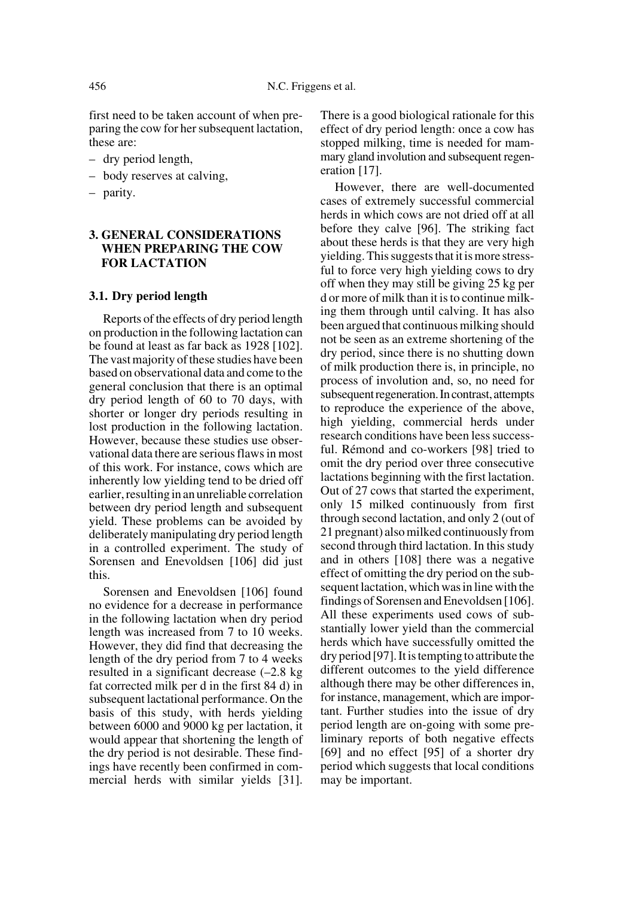first need to be taken account of when preparing the cow for her subsequent lactation, these are:

- dry period length,
- body reserves at calving,
- parity.

## 3. GENERAL CONSIDERATIONS WHEN PREPARING THE COW FOR LACTATION

### 3.1. Dry period length

Reports of the effects of dry period length on production in the following lactation can be found at least as far back as 1928 [102]. The vast majority of these studies have been based on observational data and come to the general conclusion that there is an optimal dry period length of 60 to 70 days, with shorter or longer dry periods resulting in lost production in the following lactation. However, because these studies use observational data there are serious flaws in most of this work. For instance, cows which are inherently low yielding tend to be dried off earlier, resulting in an unreliable correlation between dry period length and subsequent yield. These problems can be avoided by deliberately manipulating dry period length in a controlled experiment. The study of Sorensen and Enevoldsen [106] did just this.

Sorensen and Enevoldsen [106] found no evidence for a decrease in performance in the following lactation when dry period length was increased from 7 to 10 weeks. However, they did find that decreasing the length of the dry period from 7 to 4 weeks resulted in a significant decrease (–2.8 kg fat corrected milk per d in the first 84 d) in subsequent lactational performance. On the basis of this study, with herds yielding between 6000 and 9000 kg per lactation, it would appear that shortening the length of the dry period is not desirable. These findings have recently been confirmed in commercial herds with similar yields [31]. There is a good biological rationale for this effect of dry period length: once a cow has stopped milking, time is needed for mammary gland involution and subsequent regeneration [17].

However, there are well-documented cases of extremely successful commercial herds in which cows are not dried off at all before they calve [96]. The striking fact about these herds is that they are very high yielding. This suggests that it is more stressful to force very high yielding cows to dry off when they may still be giving 25 kg per d or more of milk than it is to continue milking them through until calving. It has also been argued that continuous milking should not be seen as an extreme shortening of the dry period, since there is no shutting down of milk production there is, in principle, no process of involution and, so, no need for subsequent regeneration. In contrast, attempts to reproduce the experience of the above, high yielding, commercial herds under research conditions have been less successful. Rémond and co-workers [98] tried to omit the dry period over three consecutive lactations beginning with the first lactation. Out of 27 cows that started the experiment, only 15 milked continuously from first through second lactation, and only 2 (out of 21 pregnant) also milked continuously from second through third lactation. In this study and in others [108] there was a negative effect of omitting the dry period on the subsequent lactation, which was in line with the findings of Sorensen and Enevoldsen [106]. All these experiments used cows of substantially lower yield than the commercial herds which have successfully omitted the dry period [97]. It is tempting to attribute the different outcomes to the yield difference although there may be other differences in, for instance, management, which are important. Further studies into the issue of dry period length are on-going with some preliminary reports of both negative effects [69] and no effect [95] of a shorter dry period which suggests that local conditions may be important.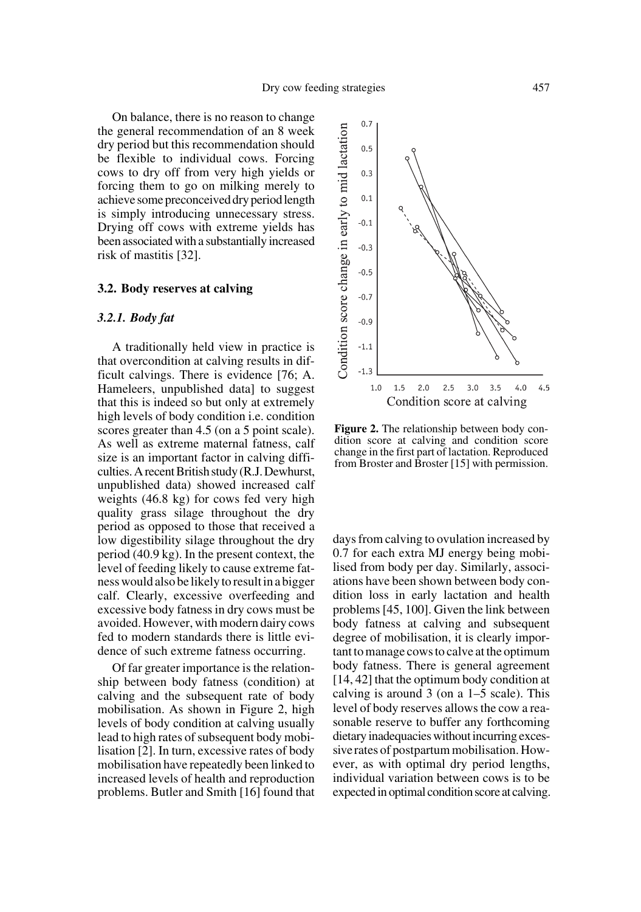On balance, there is no reason to change the general recommendation of an 8 week dry period but this recommendation should be flexible to individual cows. Forcing cows to dry off from very high yields or forcing them to go on milking merely to achieve some preconceived dry period length is simply introducing unnecessary stress. Drying off cows with extreme yields has been associated with a substantially increased risk of mastitis [32].

### 3.2. Body reserves at calving

#### *3.2.1. Body fat*

A traditionally held view in practice is that overcondition at calving results in difficult calvings. There is evidence [76; A. Hameleers, unpublished data] to suggest that this is indeed so but only at extremely high levels of body condition i.e. condition scores greater than 4.5 (on a 5 point scale). As well as extreme maternal fatness, calf size is an important factor in calving difficulties. A recent British study (R.J. Dewhurst, unpublished data) showed increased calf weights (46.8 kg) for cows fed very high quality grass silage throughout the dry period as opposed to those that received a low digestibility silage throughout the dry period (40.9 kg). In the present context, the level of feeding likely to cause extreme fatness would also be likely to result in a bigger calf. Clearly, excessive overfeeding and excessive body fatness in dry cows must be avoided. However, with modern dairy cows fed to modern standards there is little evidence of such extreme fatness occurring.

Of far greater importance is the relationship between body fatness (condition) at calving and the subsequent rate of body mobilisation. As shown in Figure 2, high levels of body condition at calving usually lead to high rates of subsequent body mobilisation [2]. In turn, excessive rates of body mobilisation have repeatedly been linked to increased levels of health and reproduction problems. Butler and Smith [16] found that days from calving to ovulation increased by 0.7 for each extra MJ energy being mobilised from body per day. Similarly, associations have been shown between body condition loss in early lactation and health problems [45, 100]. Given the link between body fatness at calving and subsequent degree of mobilisation, it is clearly important to manage cows to calve at the optimum body fatness. There is general agreement [14, 42] that the optimum body condition at calving is around 3 (on a 1–5 scale). This level of body reserves allows the cow a reasonable reserve to buffer any forthcoming dietary inadequacies without incurring excessive rates of postpartum mobilisation. However, as with optimal dry period lengths, individual variation between cows is to be expected in optimal condition score at calving.

**Figure 2.** The relationship between body condition score at calving and condition score change in the first part of lactation. Reproduced from Broster and Broster [15] with permission.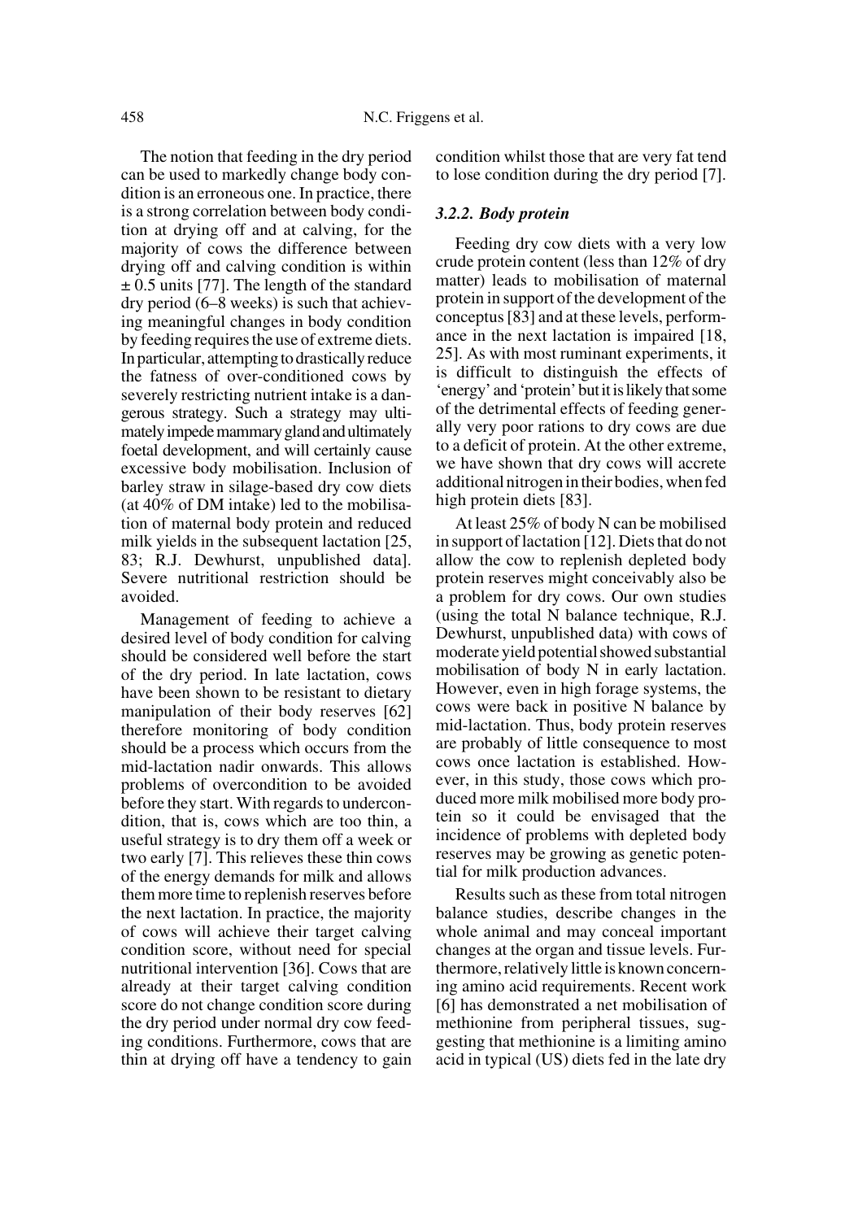The notion that feeding in the dry period can be used to markedly change body condition is an erroneous one. In practice, there is a strong correlation between body condition at drying off and at calving, for the majority of cows the difference between drying off and calving condition is within ± 0.5 units [77]. The length of the standard dry period (6–8 weeks) is such that achieving meaningful changes in body condition by feeding requires the use of extreme diets. In particular, attempting to drastically reduce the fatness of over-conditioned cows by severely restricting nutrient intake is a dangerous strategy. Such a strategy may ultimately impede mammary gland and ultimately foetal development, and will certainly cause excessive body mobilisation. Inclusion of barley straw in silage-based dry cow diets (at 40% of DM intake) led to the mobilisation of maternal body protein and reduced milk yields in the subsequent lactation [25, 83; R.J. Dewhurst, unpublished data]. Severe nutritional restriction should be avoided.

Management of feeding to achieve a desired level of body condition for calving should be considered well before the start of the dry period. In late lactation, cows have been shown to be resistant to dietary manipulation of their body reserves [62] therefore monitoring of body condition should be a process which occurs from the mid-lactation nadir onwards. This allows problems of overcondition to be avoided before they start. With regards to undercondition, that is, cows which are too thin, a useful strategy is to dry them off a week or two early [7]. This relieves these thin cows of the energy demands for milk and allows them more time to replenish reserves before the next lactation. In practice, the majority of cows will achieve their target calving condition score, without need for special nutritional intervention [36]. Cows that are already at their target calving condition score do not change condition score during the dry period under normal dry cow feeding conditions. Furthermore, cows that are thin at drying off have a tendency to gain condition whilst those that are very fat tend to lose condition during the dry period [7].

### *3.2.2. Body protein*

Feeding dry cow diets with a very low crude protein content (less than 12% of dry matter) leads to mobilisation of maternal protein in support of the development of the conceptus [83] and at these levels, performance in the next lactation is impaired [18, 25]. As with most ruminant experiments, it is difficult to distinguish the effects of 'energy' and 'protein' but it is likely that some of the detrimental effects of feeding generally very poor rations to dry cows are due to a deficit of protein. At the other extreme, we have shown that dry cows will accrete additional nitrogen in their bodies, when fed high protein diets [83].

At least 25% of body N can be mobilised in support of lactation [12]. Diets that do not allow the cow to replenish depleted body protein reserves might conceivably also be a problem for dry cows. Our own studies (using the total N balance technique, R.J. Dewhurst, unpublished data) with cows of moderate yield potential showed substantial mobilisation of body N in early lactation. However, even in high forage systems, the cows were back in positive N balance by mid-lactation. Thus, body protein reserves are probably of little consequence to most cows once lactation is established. However, in this study, those cows which produced more milk mobilised more body protein so it could be envisaged that the incidence of problems with depleted body reserves may be growing as genetic potential for milk production advances.

Results such as these from total nitrogen balance studies, describe changes in the whole animal and may conceal important changes at the organ and tissue levels. Furthermore, relatively little is known concerning amino acid requirements. Recent work [6] has demonstrated a net mobilisation of methionine from peripheral tissues, suggesting that methionine is a limiting amino acid in typical (US) diets fed in the late dry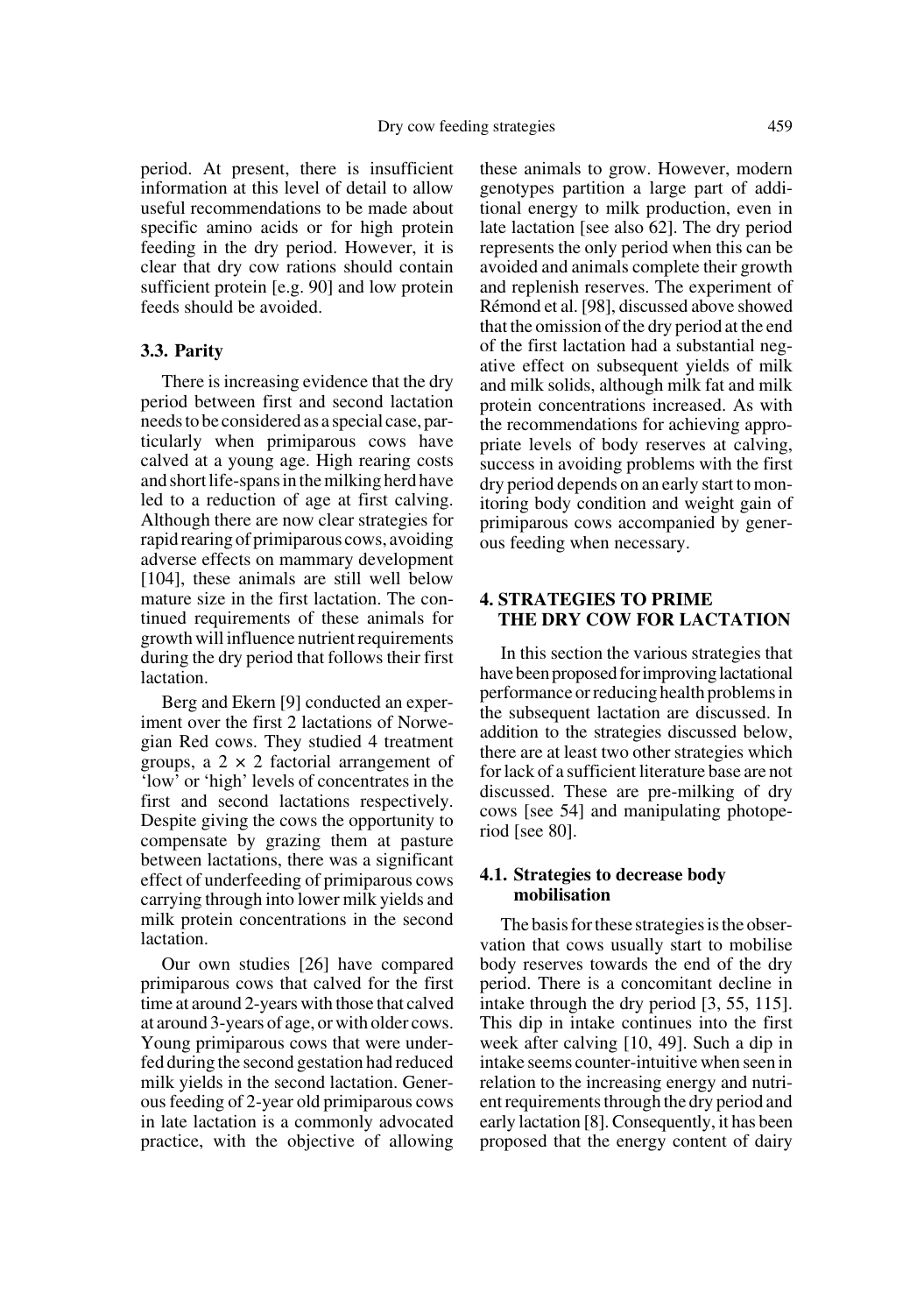period. At present, there is insufficient information at this level of detail to allow useful recommendations to be made about specific amino acids or for high protein feeding in the dry period. However, it is clear that dry cow rations should contain sufficient protein [e.g. 90] and low protein feeds should be avoided.

### 3.3. Parity

There is increasing evidence that the dry period between first and second lactation needs to be considered as a special case, particularly when primiparous cows have calved at a young age. High rearing costs and short life-spans in the milking herd have led to a reduction of age at first calving. Although there are now clear strategies for rapid rearing of primiparous cows, avoiding adverse effects on mammary development [104], these animals are still well below mature size in the first lactation. The continued requirements of these animals for growth will influence nutrient requirements during the dry period that follows their first lactation.

Berg and Ekern [9] conducted an experiment over the first 2 lactations of Norwegian Red cows. They studied 4 treatment groups, a $2 \times 2$ factorial arrangement of 'low' or 'high' levels of concentrates in the first and second lactations respectively. Despite giving the cows the opportunity to compensate by grazing them at pasture between lactations, there was a significant effect of underfeeding of primiparous cows carrying through into lower milk yields and milk protein concentrations in the second lactation.

Our own studies [26] have compared primiparous cows that calved for the first time at around 2-years with those that calved at around 3-years of age, or with older cows. Young primiparous cows that were underfed during the second gestation had reduced milk yields in the second lactation. Generous feeding of 2-year old primiparous cows in late lactation is a commonly advocated practice, with the objective of allowing these animals to grow. However, modern genotypes partition a large part of additional energy to milk production, even in late lactation [see also 62]. The dry period represents the only period when this can be avoided and animals complete their growth and replenish reserves. The experiment of Rémond et al. [98], discussed above showed that the omission of the dry period at the end of the first lactation had a substantial negative effect on subsequent yields of milk and milk solids, although milk fat and milk protein concentrations increased. As with the recommendations for achieving appropriate levels of body reserves at calving, success in avoiding problems with the first dry period depends on an early start to monitoring body condition and weight gain of primiparous cows accompanied by generous feeding when necessary.

## 4. STRATEGIES TO PRIME THE DRY COW FOR LACTATION

In this section the various strategies that have been proposed for improving lactational performance or reducing health problems in the subsequent lactation are discussed. In addition to the strategies discussed below, there are at least two other strategies which for lack of a sufficient literature base are not discussed. These are pre-milking of dry cows [see 54] and manipulating photoperiod [see 80].

### 4.1. Strategies to decrease body mobilisation

The basis for these strategies is the observation that cows usually start to mobilise body reserves towards the end of the dry period. There is a concomitant decline in intake through the dry period [3, 55, 115]. This dip in intake continues into the first week after calving [10, 49]. Such a dip in intake seems counter-intuitive when seen in relation to the increasing energy and nutrient requirements through the dry period and early lactation [8]. Consequently, it has been proposed that the energy content of dairy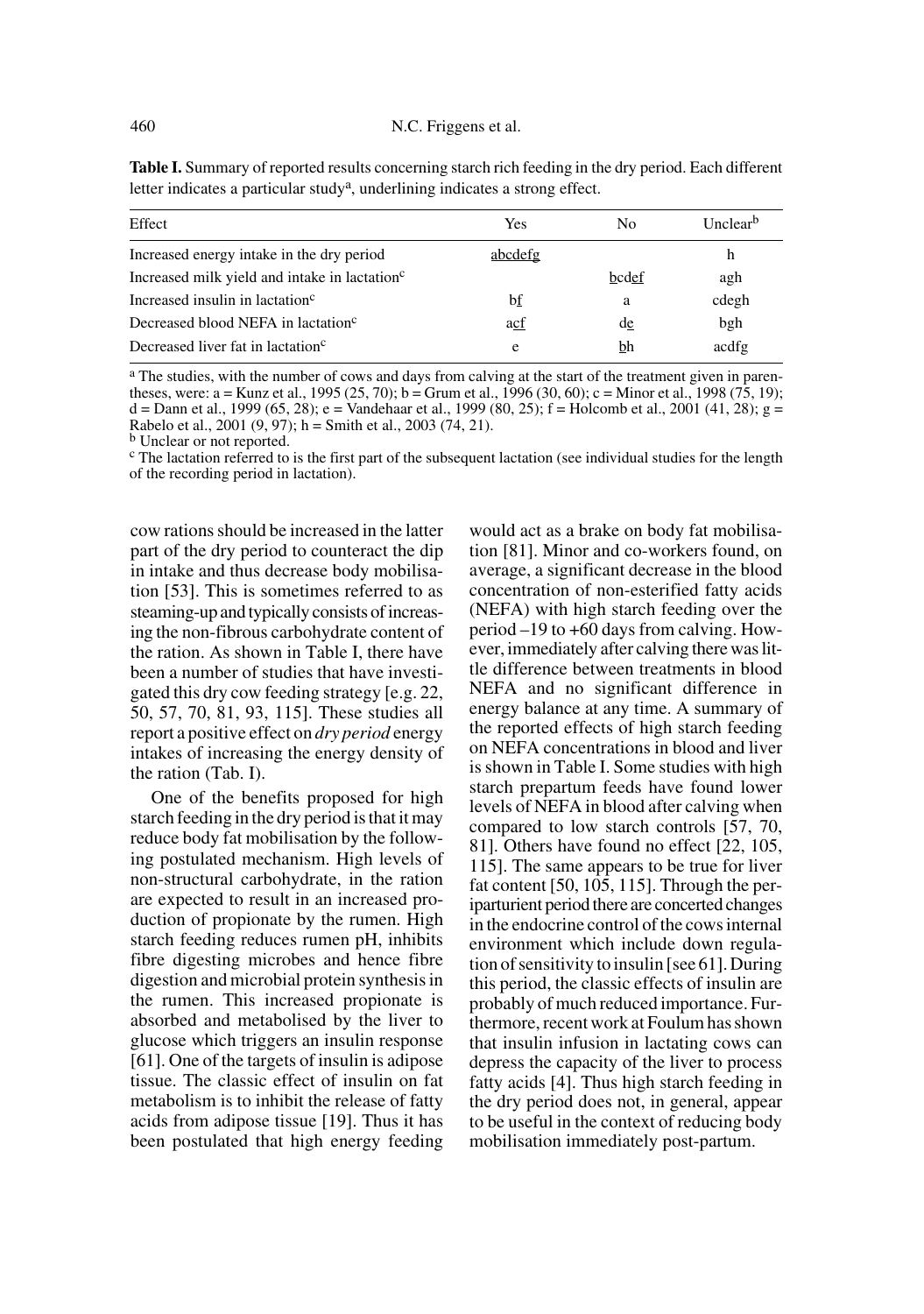**Table I.** Summary of reported results concerning starch rich feeding in the dry period. Each different letter indicates a particular study[a], underlining indicates a strong effect.

| Effect | Yes | No | Unclear[b] |
|---|---|---|---|
| Increased energy intake in the dry period | <u>abcdefg</u> | | h |
| Increased milk yield and intake in lactation[c] | | <u>b</u>cd<u>ef</u> | agh |
| Increased insulin in lactation[c] | b<u>f</u> | a | cdegh |
| Decreased blood NEFA in lactation[c] | a<u>cf</u> | d<u>e</u> | bgh |
| Decreased liver fat in lactation[c] | e | <u>b</u>h | acdfg |

[a] The studies, with the number of cows and days from calving at the start of the treatment given in parentheses, were: a = Kunz et al., 1995 (25, 70); b = Grum et al., 1996 (30, 60); c = Minor et al., 1998 (75, 19); d = Dann et al., 1999 (65, 28); e = Vandehaar et al., 1999 (80, 25); f = Holcomb et al., 2001 (41, 28); g = Rabelo et al., 2001 (9, 97); h = Smith et al., 2003 (74, 21).

[b] Unclear or not reported.

[c] The lactation referred to is the first part of the subsequent lactation (see individual studies for the length of the recording period in lactation).

cow rations should be increased in the latter part of the dry period to counteract the dip in intake and thus decrease body mobilisation [53]. This is sometimes referred to as steaming-up and typically consists of increasing the non-fibrous carbohydrate content of the ration. As shown in Table I, there have been a number of studies that have investigated this dry cow feeding strategy [e.g. 22, 50, 57, 70, 81, 93, 115]. These studies all report a positive effect on *dry period* energy intakes of increasing the energy density of the ration (Tab. I).

One of the benefits proposed for high starch feeding in the dry period is that it may reduce body fat mobilisation by the following postulated mechanism. High levels of non-structural carbohydrate, in the ration are expected to result in an increased production of propionate by the rumen. High starch feeding reduces rumen pH, inhibits fibre digesting microbes and hence fibre digestion and microbial protein synthesis in the rumen. This increased propionate is absorbed and metabolised by the liver to glucose which triggers an insulin response [61]. One of the targets of insulin is adipose tissue. The classic effect of insulin on fat metabolism is to inhibit the release of fatty acids from adipose tissue [19]. Thus it has been postulated that high energy feeding would act as a brake on body fat mobilisation [81]. Minor and co-workers found, on average, a significant decrease in the blood concentration of non-esterified fatty acids (NEFA) with high starch feeding over the period –19 to +60 days from calving. However, immediately after calving there was little difference between treatments in blood NEFA and no significant difference in energy balance at any time. A summary of the reported effects of high starch feeding on NEFA concentrations in blood and liver is shown in Table I. Some studies with high starch prepartum feeds have found lower levels of NEFA in blood after calving when compared to low starch controls [57, 70, 81]. Others have found no effect [22, 105, 115]. The same appears to be true for liver fat content [50, 105, 115]. Through the periparturient period there are concerted changes in the endocrine control of the cows internal environment which include down regulation of sensitivity to insulin [see 61]. During this period, the classic effects of insulin are probably of much reduced importance. Furthermore, recent work at Foulum has shown that insulin infusion in lactating cows can depress the capacity of the liver to process fatty acids [4]. Thus high starch feeding in the dry period does not, in general, appear to be useful in the context of reducing body mobilisation immediately post-partum.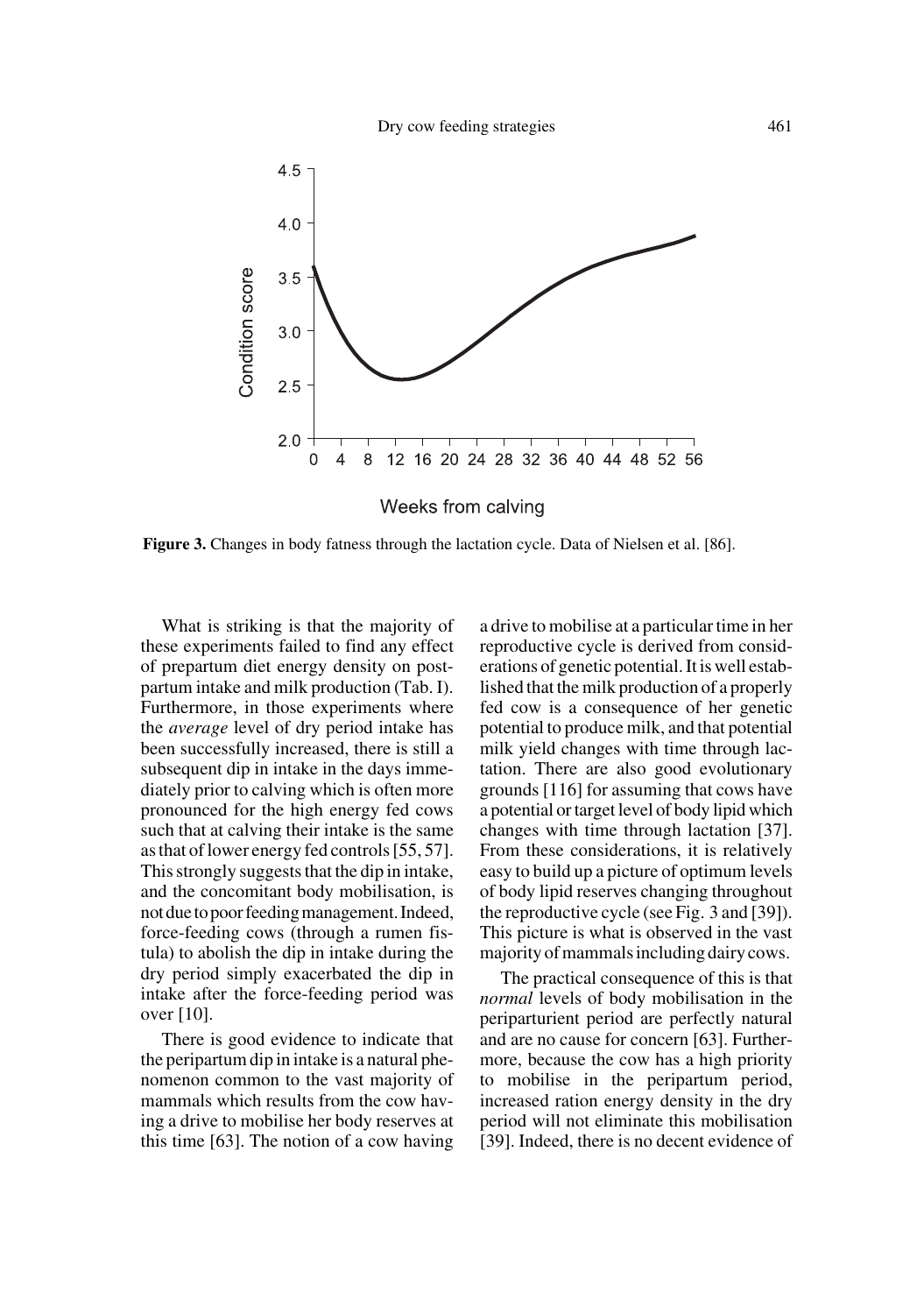**Figure 3.** Changes in body fatness through the lactation cycle. Data of Nielsen et al. [86].

What is striking is that the majority of these experiments failed to find any effect of prepartum diet energy density on postpartum intake and milk production (Tab. I). Furthermore, in those experiments where the *average* level of dry period intake has been successfully increased, there is still a subsequent dip in intake in the days immediately prior to calving which is often more pronounced for the high energy fed cows such that at calving their intake is the same as that of lower energy fed controls [55, 57]. This strongly suggests that the dip in intake, and the concomitant body mobilisation, is not due to poor feeding management. Indeed, force-feeding cows (through a rumen fistula) to abolish the dip in intake during the dry period simply exacerbated the dip in intake after the force-feeding period was over [10].

There is good evidence to indicate that the peripartum dip in intake is a natural phenomenon common to the vast majority of mammals which results from the cow having a drive to mobilise her body reserves at this time [63]. The notion of a cow having a drive to mobilise at a particular time in her reproductive cycle is derived from considerations of genetic potential. It is well established that the milk production of a properly fed cow is a consequence of her genetic potential to produce milk, and that potential milk yield changes with time through lactation. There are also good evolutionary grounds [116] for assuming that cows have a potential or target level of body lipid which changes with time through lactation [37]. From these considerations, it is relatively easy to build up a picture of optimum levels of body lipid reserves changing throughout the reproductive cycle (see Fig. 3 and [39]). This picture is what is observed in the vast majority of mammals including dairy cows.

The practical consequence of this is that *normal* levels of body mobilisation in the periparturient period are perfectly natural and are no cause for concern [63]. Furthermore, because the cow has a high priority to mobilise in the peripartum period, increased ration energy density in the dry period will not eliminate this mobilisation [39]. Indeed, there is no decent evidence of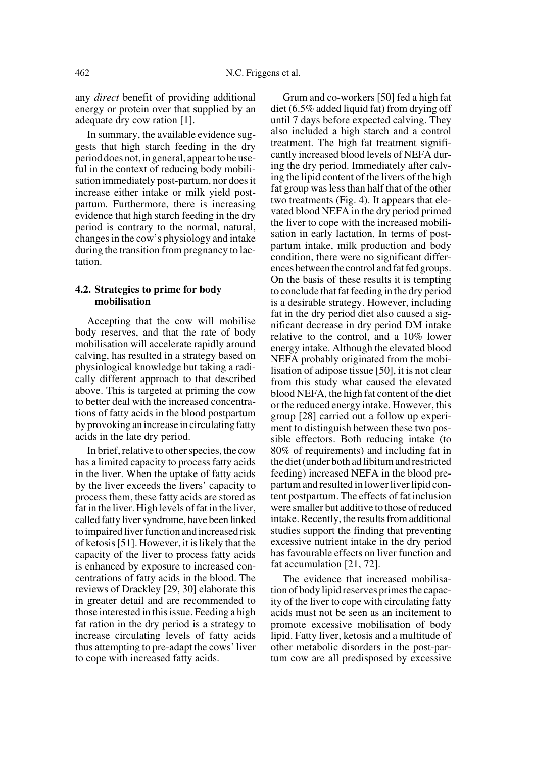any *direct* benefit of providing additional energy or protein over that supplied by an adequate dry cow ration [1].

In summary, the available evidence suggests that high starch feeding in the dry period does not, in general, appear to be useful in the context of reducing body mobilisation immediately post-partum, nor does it increase either intake or milk yield post-partum. Furthermore, there is increasing evidence that high starch feeding in the dry period is contrary to the normal, natural, changes in the cow's physiology and intake during the transition from pregnancy to lactation.

### 4.2. Strategies to prime for body mobilisation

Accepting that the cow will mobilise body reserves, and that the rate of body mobilisation will accelerate rapidly around calving, has resulted in a strategy based on physiological knowledge but taking a radically different approach to that described above. This is targeted at priming the cow to better deal with the increased concentrations of fatty acids in the blood postpartum by provoking an increase in circulating fatty acids in the late dry period.

In brief, relative to other species, the cow has a limited capacity to process fatty acids in the liver. When the uptake of fatty acids by the liver exceeds the livers' capacity to process them, these fatty acids are stored as fat in the liver. High levels of fat in the liver, called fatty liver syndrome, have been linked to impaired liver function and increased risk of ketosis [51]. However, it is likely that the capacity of the liver to process fatty acids is enhanced by exposure to increased concentrations of fatty acids in the blood. The reviews of Drackley [29, 30] elaborate this in greater detail and are recommended to those interested in this issue. Feeding a high fat ration in the dry period is a strategy to increase circulating levels of fatty acids thus attempting to pre-adapt the cows' liver to cope with increased fatty acids.

Grum and co-workers [50] fed a high fat diet (6.5% added liquid fat) from drying off until 7 days before expected calving. They also included a high starch and a control treatment. The high fat treatment significantly increased blood levels of NEFA during the dry period. Immediately after calving the lipid content of the livers of the high fat group was less than half that of the other two treatments (Fig. 4). It appears that elevated blood NEFA in the dry period primed the liver to cope with the increased mobilisation in early lactation. In terms of postpartum intake, milk production and body condition, there were no significant differences between the control and fat fed groups. On the basis of these results it is tempting to conclude that fat feeding in the dry period is a desirable strategy. However, including fat in the dry period diet also caused a significant decrease in dry period DM intake relative to the control, and a 10% lower energy intake. Although the elevated blood NEFA probably originated from the mobilisation of adipose tissue [50], it is not clear from this study what caused the elevated blood NEFA, the high fat content of the diet or the reduced energy intake. However, this group [28] carried out a follow up experiment to distinguish between these two possible effectors. Both reducing intake (to 80% of requirements) and including fat in the diet (under both ad libitum and restricted feeding) increased NEFA in the blood prepartum and resulted in lower liver lipid content postpartum. The effects of fat inclusion were smaller but additive to those of reduced intake. Recently, the results from additional studies support the finding that preventing excessive nutrient intake in the dry period has favourable effects on liver function and fat accumulation [21, 72].

The evidence that increased mobilisation of body lipid reserves primes the capacity of the liver to cope with circulating fatty acids must not be seen as an incitement to promote excessive mobilisation of body lipid. Fatty liver, ketosis and a multitude of other metabolic disorders in the post-partum cow are all predisposed by excessive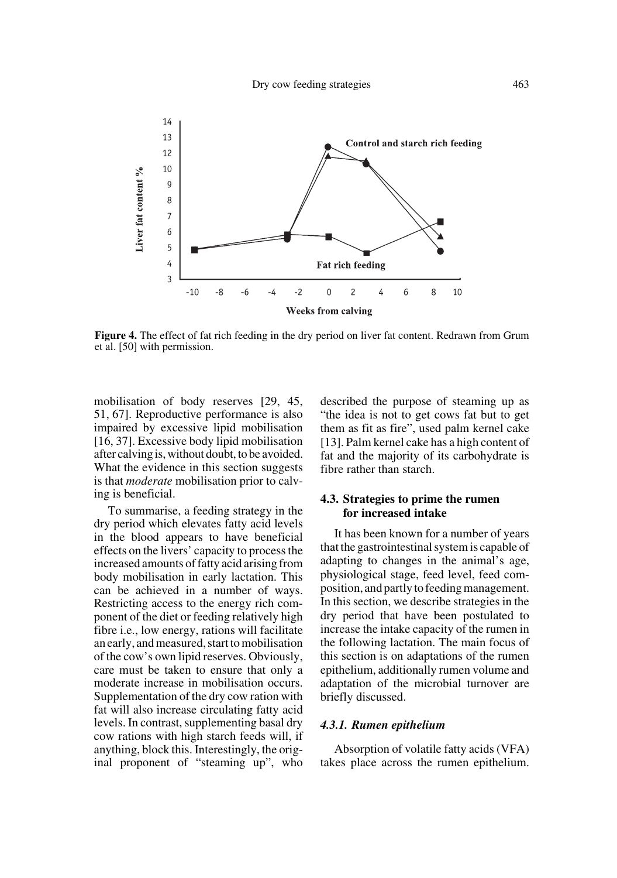**Figure 4.** The effect of fat rich feeding in the dry period on liver fat content. Redrawn from Grum et al. [50] with permission.

mobilisation of body reserves [29, 45, 51, 67]. Reproductive performance is also impaired by excessive lipid mobilisation [16, 37]. Excessive body lipid mobilisation after calving is, without doubt, to be avoided. What the evidence in this section suggests is that *moderate* mobilisation prior to calving is beneficial.

To summarise, a feeding strategy in the dry period which elevates fatty acid levels in the blood appears to have beneficial effects on the livers' capacity to process the increased amounts of fatty acid arising from body mobilisation in early lactation. This can be achieved in a number of ways. Restricting access to the energy rich component of the diet or feeding relatively high fibre i.e., low energy, rations will facilitate an early, and measured, start to mobilisation of the cow's own lipid reserves. Obviously, care must be taken to ensure that only a moderate increase in mobilisation occurs. Supplementation of the dry cow ration with fat will also increase circulating fatty acid levels. In contrast, supplementing basal dry cow rations with high starch feeds will, if anything, block this. Interestingly, the original proponent of "steaming up", who described the purpose of steaming up as "the idea is not to get cows fat but to get them as fit as fire", used palm kernel cake [13]. Palm kernel cake has a high content of fat and the majority of its carbohydrate is fibre rather than starch.

### 4.3. Strategies to prime the rumen for increased intake

It has been known for a number of years that the gastrointestinal system is capable of adapting to changes in the animal's age, physiological stage, feed level, feed composition, and partly to feeding management. In this section, we describe strategies in the dry period that have been postulated to increase the intake capacity of the rumen in the following lactation. The main focus of this section is on adaptations of the rumen epithelium, additionally rumen volume and adaptation of the microbial turnover are briefly discussed.

#### *4.3.1. Rumen epithelium*

Absorption of volatile fatty acids (VFA) takes place across the rumen epithelium.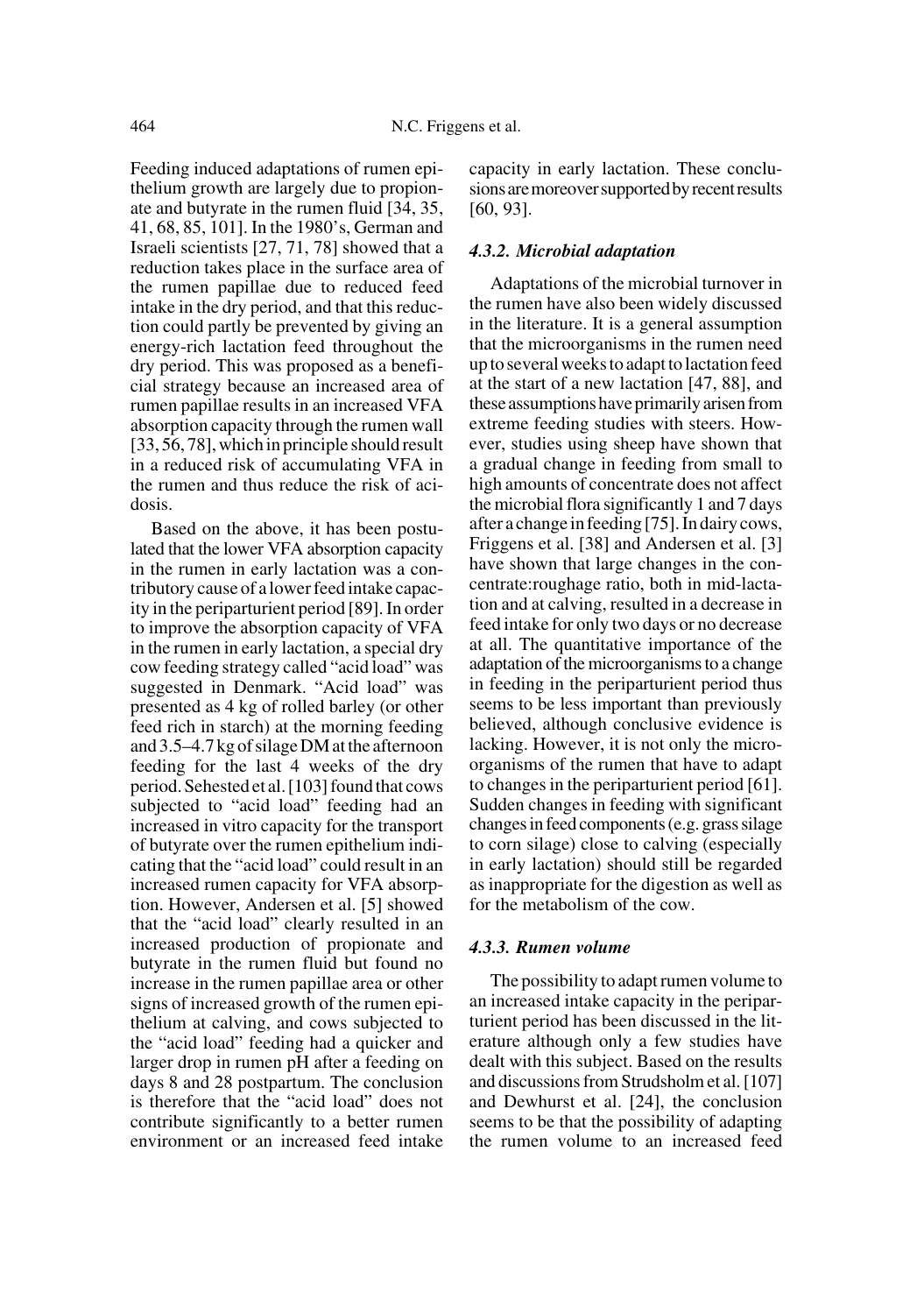Feeding induced adaptations of rumen epithelium growth are largely due to propionate and butyrate in the rumen fluid [34, 35, 41, 68, 85, 101]. In the 1980's, German and Israeli scientists [27, 71, 78] showed that a reduction takes place in the surface area of the rumen papillae due to reduced feed intake in the dry period, and that this reduction could partly be prevented by giving an energy-rich lactation feed throughout the dry period. This was proposed as a beneficial strategy because an increased area of rumen papillae results in an increased VFA absorption capacity through the rumen wall [33, 56, 78], which in principle should result in a reduced risk of accumulating VFA in the rumen and thus reduce the risk of acidosis.

Based on the above, it has been postulated that the lower VFA absorption capacity in the rumen in early lactation was a contributory cause of a lower feed intake capacity in the periparturient period [89]. In order to improve the absorption capacity of VFA in the rumen in early lactation, a special dry cow feeding strategy called "acid load" was suggested in Denmark. "Acid load" was presented as 4 kg of rolled barley (or other feed rich in starch) at the morning feeding and 3.5–4.7 kg of silage DM at the afternoon feeding for the last 4 weeks of the dry period. Sehested et al. [103] found that cows subjected to "acid load" feeding had an increased in vitro capacity for the transport of butyrate over the rumen epithelium indicating that the "acid load" could result in an increased rumen capacity for VFA absorption. However, Andersen et al. [5] showed that the "acid load" clearly resulted in an increased production of propionate and butyrate in the rumen fluid but found no increase in the rumen papillae area or other signs of increased growth of the rumen epithelium at calving, and cows subjected to the "acid load" feeding had a quicker and larger drop in rumen pH after a feeding on days 8 and 28 postpartum. The conclusion is therefore that the "acid load" does not contribute significantly to a better rumen environment or an increased feed intake capacity in early lactation. These conclusions are moreover supported by recent results [60, 93].

#### *4.3.2. Microbial adaptation*

Adaptations of the microbial turnover in the rumen have also been widely discussed in the literature. It is a general assumption that the microorganisms in the rumen need up to several weeks to adapt to lactation feed at the start of a new lactation [47, 88], and these assumptions have primarily arisen from extreme feeding studies with steers. However, studies using sheep have shown that a gradual change in feeding from small to high amounts of concentrate does not affect the microbial flora significantly 1 and 7 days after a change in feeding [75]. In dairy cows, Friggens et al. [38] and Andersen et al. [3] have shown that large changes in the concentrate:roughage ratio, both in mid-lactation and at calving, resulted in a decrease in feed intake for only two days or no decrease at all. The quantitative importance of the adaptation of the microorganisms to a change in feeding in the periparturient period thus seems to be less important than previously believed, although conclusive evidence is lacking. However, it is not only the microorganisms of the rumen that have to adapt to changes in the periparturient period [61]. Sudden changes in feeding with significant changes in feed components (e.g. grass silage to corn silage) close to calving (especially in early lactation) should still be regarded as inappropriate for the digestion as well as for the metabolism of the cow.

#### *4.3.3. Rumen volume*

The possibility to adapt rumen volume to an increased intake capacity in the periparturient period has been discussed in the literature although only a few studies have dealt with this subject. Based on the results and discussions from Strudsholm et al. [107] and Dewhurst et al. [24], the conclusion seems to be that the possibility of adapting the rumen volume to an increased feed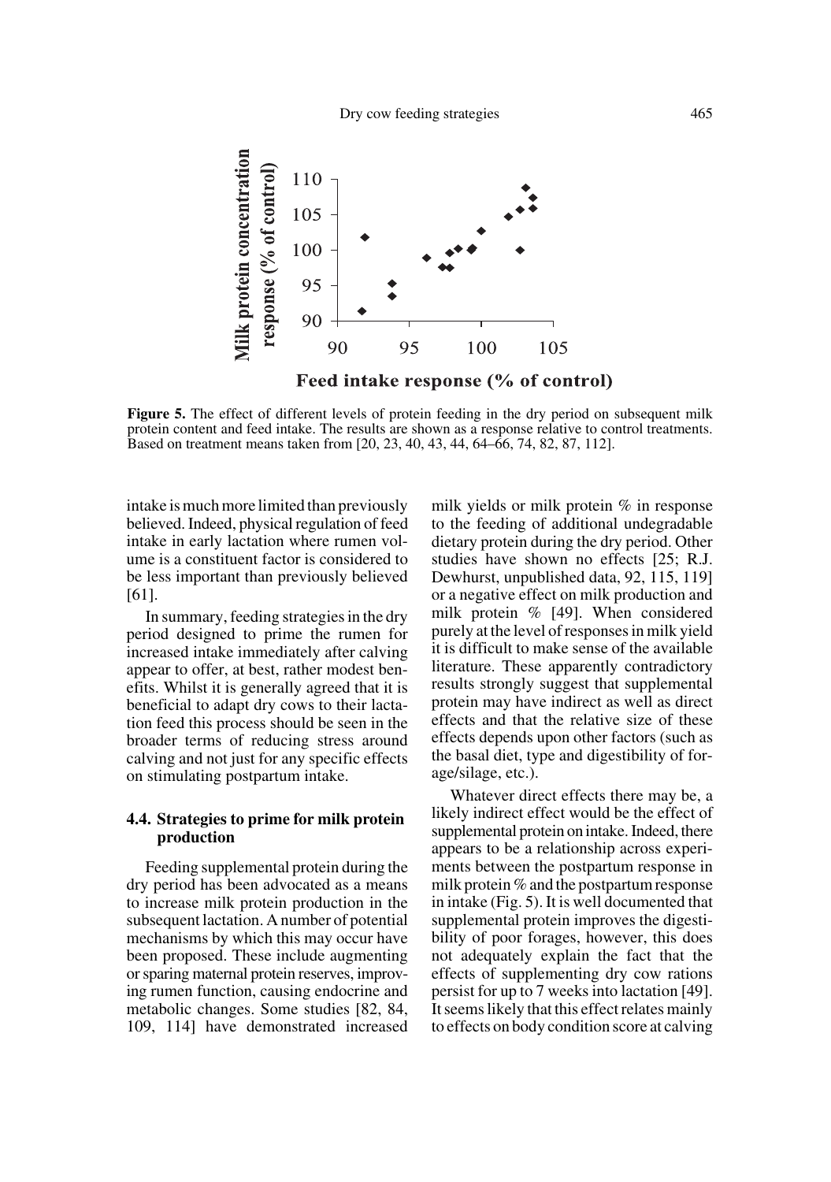**Figure 5.** The effect of different levels of protein feeding in the dry period on subsequent milk protein content and feed intake. The results are shown as a response relative to control treatments. Based on treatment means taken from [20, 23, 40, 43, 44, 64–66, 74, 82, 87, 112].

intake is much more limited than previously believed. Indeed, physical regulation of feed intake in early lactation where rumen volume is a constituent factor is considered to be less important than previously believed [61].

In summary, feeding strategies in the dry period designed to prime the rumen for increased intake immediately after calving appear to offer, at best, rather modest benefits. Whilst it is generally agreed that it is beneficial to adapt dry cows to their lactation feed this process should be seen in the broader terms of reducing stress around calving and not just for any specific effects on stimulating postpartum intake.

### 4.4. Strategies to prime for milk protein production

Feeding supplemental protein during the dry period has been advocated as a means to increase milk protein production in the subsequent lactation. A number of potential mechanisms by which this may occur have been proposed. These include augmenting or sparing maternal protein reserves, improving rumen function, causing endocrine and metabolic changes. Some studies [82, 84, 109, 114] have demonstrated increased milk yields or milk protein % in response to the feeding of additional undegradable dietary protein during the dry period. Other studies have shown no effects [25; R.J. Dewhurst, unpublished data, 92, 115, 119] or a negative effect on milk production and milk protein % [49]. When considered purely at the level of responses in milk yield it is difficult to make sense of the available literature. These apparently contradictory results strongly suggest that supplemental protein may have indirect as well as direct effects and that the relative size of these effects depends upon other factors (such as the basal diet, type and digestibility of forage/silage, etc.).

Whatever direct effects there may be, a likely indirect effect would be the effect of supplemental protein on intake. Indeed, there appears to be a relationship across experiments between the postpartum response in milk protein % and the postpartum response in intake (Fig. 5). It is well documented that supplemental protein improves the digestibility of poor forages, however, this does not adequately explain the fact that the effects of supplementing dry cow rations persist for up to 7 weeks into lactation [49]. It seems likely that this effect relates mainly to effects on body condition score at calving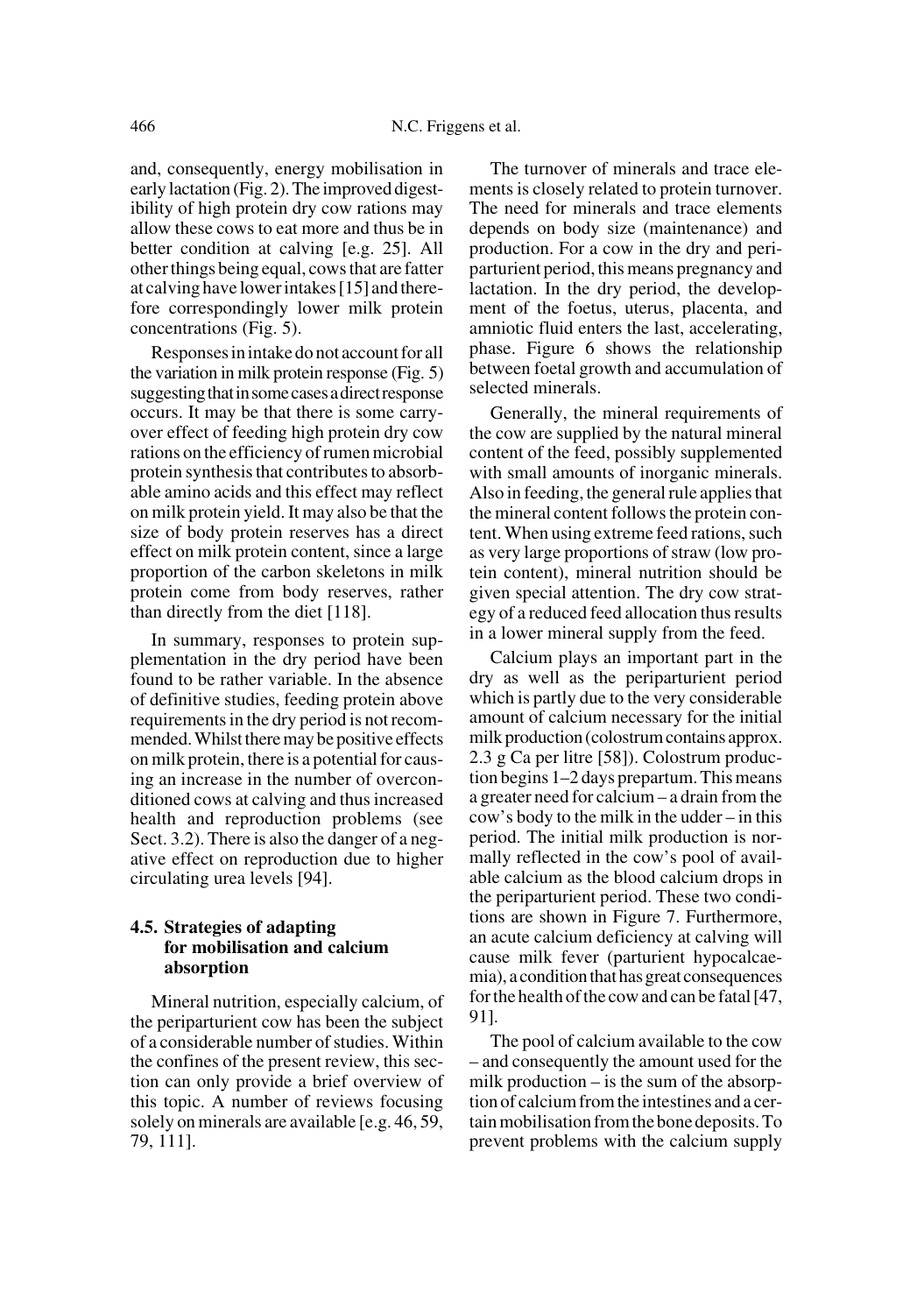and, consequently, energy mobilisation in early lactation (Fig. 2). The improved digestibility of high protein dry cow rations may allow these cows to eat more and thus be in better condition at calving [e.g. 25]. All other things being equal, cows that are fatter at calving have lower intakes [15] and therefore correspondingly lower milk protein concentrations (Fig. 5).

Responses in intake do not account for all the variation in milk protein response (Fig. 5) suggesting that in some cases a direct response occurs. It may be that there is some carry-over effect of feeding high protein dry cow rations on the efficiency of rumen microbial protein synthesis that contributes to absorbable amino acids and this effect may reflect on milk protein yield. It may also be that the size of body protein reserves has a direct effect on milk protein content, since a large proportion of the carbon skeletons in milk protein come from body reserves, rather than directly from the diet [118].

In summary, responses to protein supplementation in the dry period have been found to be rather variable. In the absence of definitive studies, feeding protein above requirements in the dry period is not recommended. Whilst there may be positive effects on milk protein, there is a potential for causing an increase in the number of overconditioned cows at calving and thus increased health and reproduction problems (see Sect. 3.2). There is also the danger of a negative effect on reproduction due to higher circulating urea levels [94].

### 4.5. Strategies of adapting for mobilisation and calcium absorption

Mineral nutrition, especially calcium, of the periparturient cow has been the subject of a considerable number of studies. Within the confines of the present review, this section can only provide a brief overview of this topic. A number of reviews focusing solely on minerals are available [e.g. 46, 59, 79, 111].

The turnover of minerals and trace elements is closely related to protein turnover. The need for minerals and trace elements depends on body size (maintenance) and production. For a cow in the dry and periparturient period, this means pregnancy and lactation. In the dry period, the development of the foetus, uterus, placenta, and amniotic fluid enters the last, accelerating, phase. Figure 6 shows the relationship between foetal growth and accumulation of selected minerals.

Generally, the mineral requirements of the cow are supplied by the natural mineral content of the feed, possibly supplemented with small amounts of inorganic minerals. Also in feeding, the general rule applies that the mineral content follows the protein content. When using extreme feed rations, such as very large proportions of straw (low protein content), mineral nutrition should be given special attention. The dry cow strategy of a reduced feed allocation thus results in a lower mineral supply from the feed.

Calcium plays an important part in the dry as well as the periparturient period which is partly due to the very considerable amount of calcium necessary for the initial milk production (colostrum contains approx. 2.3 g Ca per litre [58]). Colostrum production begins 1–2 days prepartum. This means a greater need for calcium – a drain from the cow's body to the milk in the udder – in this period. The initial milk production is normally reflected in the cow's pool of available calcium as the blood calcium drops in the periparturient period. These two conditions are shown in Figure 7. Furthermore, an acute calcium deficiency at calving will cause milk fever (parturient hypocalcaemia), a condition that has great consequences for the health of the cow and can be fatal [47, 91].

The pool of calcium available to the cow – and consequently the amount used for the milk production – is the sum of the absorption of calcium from the intestines and a certain mobilisation from the bone deposits. To prevent problems with the calcium supply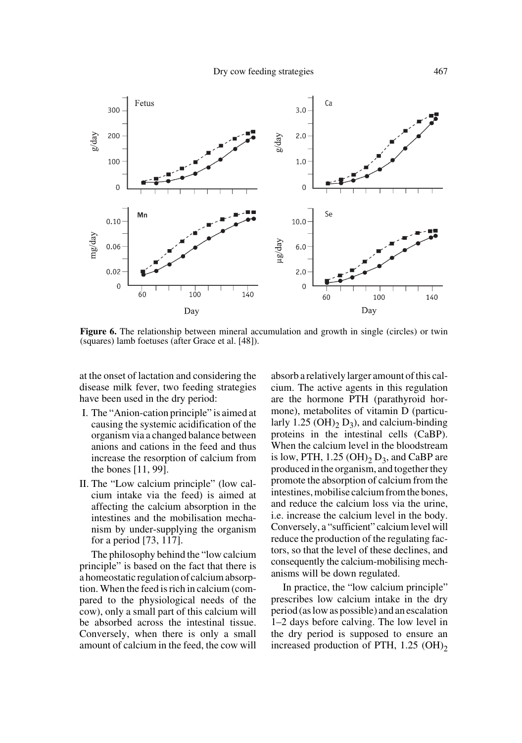**Figure 6.** The relationship between mineral accumulation and growth in single (circles) or twin (squares) lamb foetuses (after Grace et al. [48]).

at the onset of lactation and considering the disease milk fever, two feeding strategies have been used in the dry period:

I. The "Anion-cation principle" is aimed at causing the systemic acidification of the organism via a changed balance between anions and cations in the feed and thus increase the resorption of calcium from the bones [11, 99].

II. The "Low calcium principle" (low calcium intake via the feed) is aimed at affecting the calcium absorption in the intestines and the mobilisation mechanism by under-supplying the organism for a period [73, 117].

The philosophy behind the "low calcium principle" is based on the fact that there is a homeostatic regulation of calcium absorption. When the feed is rich in calcium (compared to the physiological needs of the cow), only a small part of this calcium will be absorbed across the intestinal tissue. Conversely, when there is only a small amount of calcium in the feed, the cow will absorb a relatively larger amount of this calcium. The active agents in this regulation are the hormone PTH (parathyroid hormone), metabolites of vitamin D (particularly 1.25 $(OH)_2$ $D_3$), and calcium-binding proteins in the intestinal cells (CaBP). When the calcium level in the bloodstream is low, PTH, 1.25 $(OH)_2$ $D_3$, and CaBP are produced in the organism, and together they promote the absorption of calcium from the intestines, mobilise calcium from the bones, and reduce the calcium loss via the urine, i.e. increase the calcium level in the body. Conversely, a "sufficient" calcium level will reduce the production of the regulating factors, so that the level of these declines, and consequently the calcium-mobilising mechanisms will be down regulated.

In practice, the "low calcium principle" prescribes low calcium intake in the dry period (as low as possible) and an escalation 1–2 days before calving. The low level in the dry period is supposed to ensure an increased production of PTH, 1.25 $(OH)_2$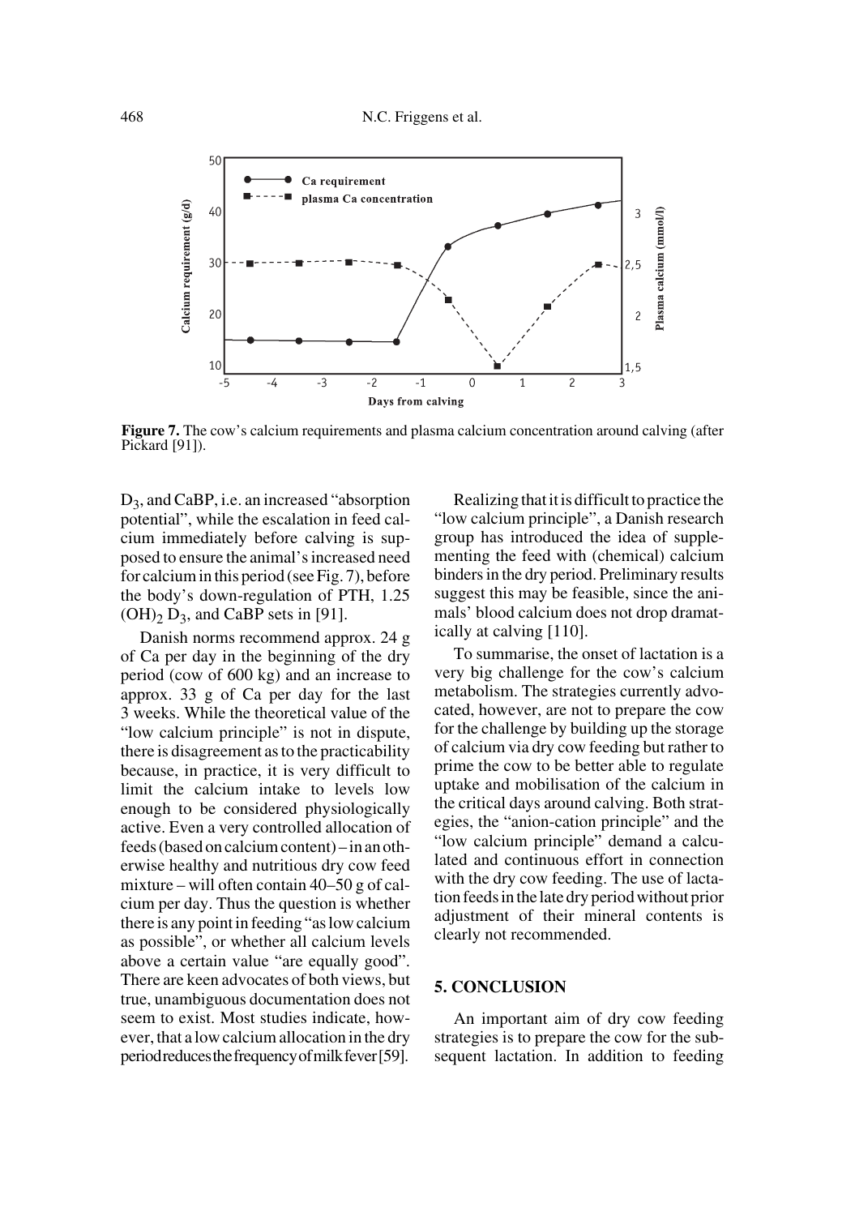**Figure 7.** The cow's calcium requirements and plasma calcium concentration around calving (after Pickard [91]).

$D_3$, and CaBP, i.e. an increased "absorption potential", while the escalation in feed calcium immediately before calving is supposed to ensure the animal's increased need for calcium in this period (see Fig. 7), before the body's down-regulation of PTH, 1.25 $(OH)_2$ $D_3$, and CaBP sets in [91].

Danish norms recommend approx. 24 g of Ca per day in the beginning of the dry period (cow of 600 kg) and an increase to approx. 33 g of Ca per day for the last 3 weeks. While the theoretical value of the "low calcium principle" is not in dispute, there is disagreement as to the practicability because, in practice, it is very difficult to limit the calcium intake to levels low enough to be considered physiologically active. Even a very controlled allocation of feeds (based on calcium content) – in an otherwise healthy and nutritious dry cow feed mixture – will often contain 40–50 g of calcium per day. Thus the question is whether there is any point in feeding "as low calcium as possible", or whether all calcium levels above a certain value "are equally good". There are keen advocates of both views, but true, unambiguous documentation does not seem to exist. Most studies indicate, however, that a low calcium allocation in the dry period reduces the frequency of milk fever [59].

Realizing that it is difficult to practice the "low calcium principle", a Danish research group has introduced the idea of supplementing the feed with (chemical) calcium binders in the dry period. Preliminary results suggest this may be feasible, since the animals' blood calcium does not drop dramatically at calving [110].

To summarise, the onset of lactation is a very big challenge for the cow's calcium metabolism. The strategies currently advocated, however, are not to prepare the cow for the challenge by building up the storage of calcium via dry cow feeding but rather to prime the cow to be better able to regulate uptake and mobilisation of the calcium in the critical days around calving. Both strategies, the "anion-cation principle" and the "low calcium principle" demand a calculated and continuous effort in connection with the dry cow feeding. The use of lactation feeds in the late dry period without prior adjustment of their mineral contents is clearly not recommended.

## 5. CONCLUSION

An important aim of dry cow feeding strategies is to prepare the cow for the subsequent lactation. In addition to feeding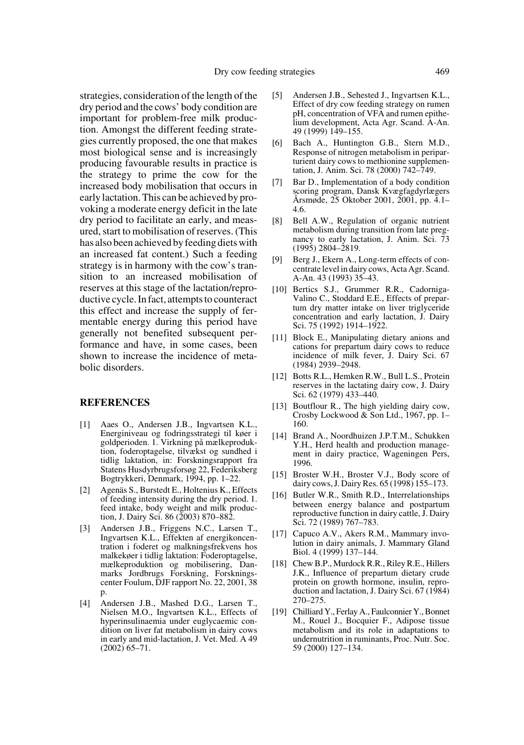strategies, consideration of the length of the dry period and the cows' body condition are important for problem-free milk production. Amongst the different feeding strategies currently proposed, the one that makes most biological sense and is increasingly producing favourable results in practice is the strategy to prime the cow for the increased body mobilisation that occurs in early lactation. This can be achieved by provoking a moderate energy deficit in the late dry period to facilitate an early, and measured, start to mobilisation of reserves. (This has also been achieved by feeding diets with an increased fat content.) Such a feeding strategy is in harmony with the cow's transition to an increased mobilisation of reserves at this stage of the lactation/reproductive cycle. In fact, attempts to counteract this effect and increase the supply of fermentable energy during this period have generally not benefited subsequent performance and have, in some cases, been shown to increase the incidence of metabolic disorders.

## REFERENCES

[1] Aaes O., Andersen J.B., Ingvartsen K.L., Energiniveau og fodringsstrategi til køer i goldperioden. 1. Virkning på mælkeproduktion, foderoptagelse, tilvækst og sundhed i tidlig laktation, in: Forskningsrapport fra Statens Husdyrbrugsforsøg 22, Federiksberg Bogtrykkeri, Denmark, 1994, pp. 1–22.

[2] Agenäs S., Burstedt E., Holtenius K., Effects of feeding intensity during the dry period. 1. feed intake, body weight and milk production, J. Dairy Sci. 86 (2003) 870–882.

[3] Andersen J.B., Friggens N.C., Larsen T., Ingvartsen K.L., Effekten af energikoncentration i foderet og malkningsfrekvens hos malkekøer i tidlig laktation: Foderoptagelse, mælkeproduktion og mobilisering, Danmarks Jordbrugs Forskning, Forskningscenter Foulum, DJF rapport No. 22, 2001, 38 p.

[4] Andersen J.B., Mashed D.G., Larsen T., Nielsen M.O., Ingvartsen K.L., Effects of hyperinsulinaemia under euglycaemic condition on liver fat metabolism in dairy cows in early and mid-lactation, J. Vet. Med. A 49 (2002) 65–71.

[5] Andersen J.B., Sehested J., Ingvartsen K.L., Effect of dry cow feeding strategy on rumen pH, concentration of VFA and rumen epithelium development, Acta Agr. Scand. A-An. 49 (1999) 149–155.

[6] Bach A., Huntington G.B., Stern M.D., Response of nitrogen metabolism in periparturient dairy cows to methionine supplementation, J. Anim. Sci. 78 (2000) 742–749.

[7] Bar D., Implementation of a body condition scoring program, Dansk Kvægfagdyrlægers Årsmøde, 25 Oktober 2001, 2001, pp. 4.1–4.6.

[8] Bell A.W., Regulation of organic nutrient metabolism during transition from late pregnancy to early lactation, J. Anim. Sci. 73 (1995) 2804–2819.

[9] Berg J., Ekern A., Long-term effects of concentrate level in dairy cows, Acta Agr. Scand. A-An. 43 (1993) 35–43.

[10] Bertics S.J., Grummer R.R., Cadorniga-Valino C., Stoddard E.E., Effects of prepartum dry matter intake on liver triglyceride concentration and early lactation, J. Dairy Sci. 75 (1992) 1914–1922.

[11] Block E., Manipulating dietary anions and cations for prepartum dairy cows to reduce incidence of milk fever, J. Dairy Sci. 67 (1984) 2939–2948.

[12] Botts R.L., Hemken R.W., Bull L.S., Protein reserves in the lactating dairy cow, J. Dairy Sci. 62 (1979) 433–440.

[13] Boutflour R., The high yielding dairy cow, Crosby Lockwood & Son Ltd., 1967, pp. 1–160.

[14] Brand A., Noordhuizen J.P.T.M., Schukken Y.H., Herd health and production management in dairy practice, Wageningen Pers, 1996.

[15] Broster W.H., Broster V.J., Body score of dairy cows, J. Dairy Res. 65 (1998) 155–173.

[16] Butler W.R., Smith R.D., Interrelationships between energy balance and postpartum reproductive function in dairy cattle, J. Dairy Sci. 72 (1989) 767–783.

[17] Capuco A.V., Akers R.M., Mammary involution in dairy animals, J. Mammary Gland Biol. 4 (1999) 137–144.

[18] Chew B.P., Murdock R.R., Riley R.E., Hillers J.K., Influence of prepartum dietary crude protein on growth hormone, insulin, reproduction and lactation, J. Dairy Sci. 67 (1984) 270–275.

[19] Chilliard Y., Ferlay A., Faulconnier Y., Bonnet M., Rouel J., Bocquier F., Adipose tissue metabolism and its role in adaptations to undernutrition in ruminants, Proc. Nutr. Soc. 59 (2000) 127–134.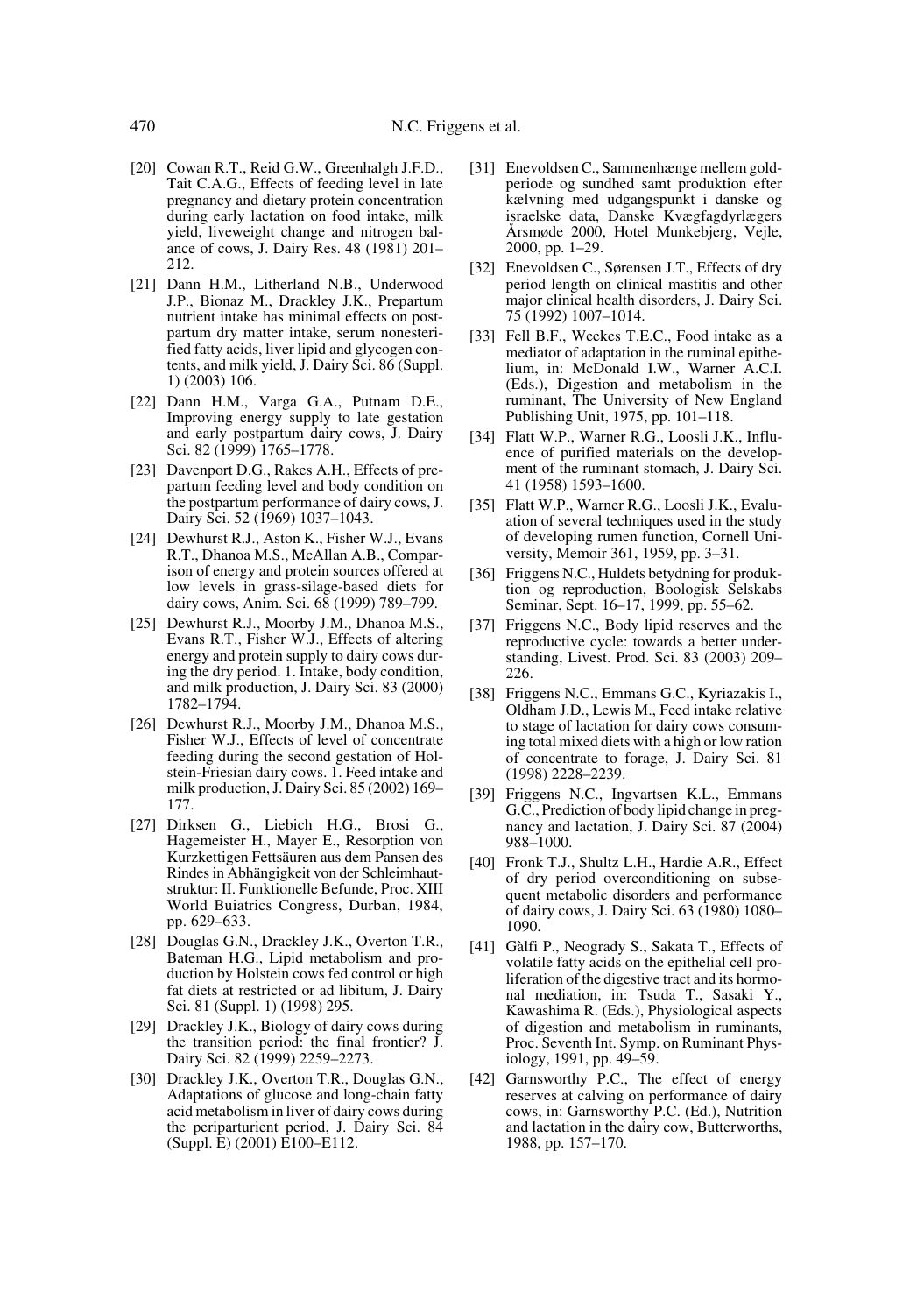[20] Cowan R.T., Reid G.W., Greenhalgh J.F.D., Tait C.A.G., Effects of feeding level in late pregnancy and dietary protein concentration during early lactation on food intake, milk yield, liveweight change and nitrogen balance of cows, J. Dairy Res. 48 (1981) 201–212.

[21] Dann H.M., Litherland N.B., Underwood J.P., Bionaz M., Drackley J.K., Prepartum nutrient intake has minimal effects on postpartum dry matter intake, serum nonesterified fatty acids, liver lipid and glycogen contents, and milk yield, J. Dairy Sci. 86 (Suppl. 1) (2003) 106.

[22] Dann H.M., Varga G.A., Putnam D.E., Improving energy supply to late gestation and early postpartum dairy cows, J. Dairy Sci. 82 (1999) 1765–1778.

[23] Davenport D.G., Rakes A.H., Effects of prepartum feeding level and body condition on the postpartum performance of dairy cows, J. Dairy Sci. 52 (1969) 1037–1043.

[24] Dewhurst R.J., Aston K., Fisher W.J., Evans R.T., Dhanoa M.S., McAllan A.B., Comparison of energy and protein sources offered at low levels in grass-silage-based diets for dairy cows, Anim. Sci. 68 (1999) 789–799.

[25] Dewhurst R.J., Moorby J.M., Dhanoa M.S., Evans R.T., Fisher W.J., Effects of altering energy and protein supply to dairy cows during the dry period. 1. Intake, body condition, and milk production, J. Dairy Sci. 83 (2000) 1782–1794.

[26] Dewhurst R.J., Moorby J.M., Dhanoa M.S., Fisher W.J., Effects of level of concentrate feeding during the second gestation of Holstein-Friesian dairy cows. 1. Feed intake and milk production, J. Dairy Sci. 85 (2002) 169–177.

[27] Dirksen G., Liebich H.G., Brosi G., Hagemeister H., Mayer E., Resorption von Kurzkettigen Fettsäuren aus dem Pansen des Rindes in Abhängigkeit von der Schleimhautstruktur: II. Funktionelle Befunde, Proc. XIII World Buiatrics Congress, Durban, 1984, pp. 629–633.

[28] Douglas G.N., Drackley J.K., Overton T.R., Bateman H.G., Lipid metabolism and production by Holstein cows fed control or high fat diets at restricted or ad libitum, J. Dairy Sci. 81 (Suppl. 1) (1998) 295.

[29] Drackley J.K., Biology of dairy cows during the transition period: the final frontier? J. Dairy Sci. 82 (1999) 2259–2273.

[30] Drackley J.K., Overton T.R., Douglas G.N., Adaptations of glucose and long-chain fatty acid metabolism in liver of dairy cows during the periparturient period, J. Dairy Sci. 84 (Suppl. E) (2001) E100–E112.

[31] Enevoldsen C., Sammenhænge mellem goldperiode og sundhed samt produktion efter kælvning med udgangspunkt i danske og israelske data, Danske Kvægfagdyrlægers Årsmøde 2000, Hotel Munkebjerg, Vejle, 2000, pp. 1–29.

[32] Enevoldsen C., Sørensen J.T., Effects of dry period length on clinical mastitis and other major clinical health disorders, J. Dairy Sci. 75 (1992) 1007–1014.

[33] Fell B.F., Weekes T.E.C., Food intake as a mediator of adaptation in the ruminal epithelium, in: McDonald I.W., Warner A.C.I. (Eds.), Digestion and metabolism in the ruminant, The University of New England Publishing Unit, 1975, pp. 101–118.

[34] Flatt W.P., Warner R.G., Loosli J.K., Influence of purified materials on the development of the ruminant stomach, J. Dairy Sci. 41 (1958) 1593–1600.

[35] Flatt W.P., Warner R.G., Loosli J.K., Evaluation of several techniques used in the study of developing rumen function, Cornell University, Memoir 361, 1959, pp. 3–31.

[36] Friggens N.C., Huldets betydning for produktion og reproduction, Boologisk Selskabs Seminar, Sept. 16–17, 1999, pp. 55–62.

[37] Friggens N.C., Body lipid reserves and the reproductive cycle: towards a better understanding, Livest. Prod. Sci. 83 (2003) 209–226.

[38] Friggens N.C., Emmans G.C., Kyriazakis I., Oldham J.D., Lewis M., Feed intake relative to stage of lactation for dairy cows consuming total mixed diets with a high or low ration of concentrate to forage, J. Dairy Sci. 81 (1998) 2228–2239.

[39] Friggens N.C., Ingvartsen K.L., Emmans G.C., Prediction of body lipid change in pregnancy and lactation, J. Dairy Sci. 87 (2004) 988–1000.

[40] Fronk T.J., Shultz L.H., Hardie A.R., Effect of dry period overconditioning on subsequent metabolic disorders and performance of dairy cows, J. Dairy Sci. 63 (1980) 1080–1090.

[41] Gàlfi P., Neogrady S., Sakata T., Effects of volatile fatty acids on the epithelial cell proliferation of the digestive tract and its hormonal mediation, in: Tsuda T., Sasaki Y., Kawashima R. (Eds.), Physiological aspects of digestion and metabolism in ruminants, Proc. Seventh Int. Symp. on Ruminant Physiology, 1991, pp. 49–59.

[42] Garnsworthy P.C., The effect of energy reserves at calving on performance of dairy cows, in: Garnsworthy P.C. (Ed.), Nutrition and lactation in the dairy cow, Butterworths, 1988, pp. 157–170.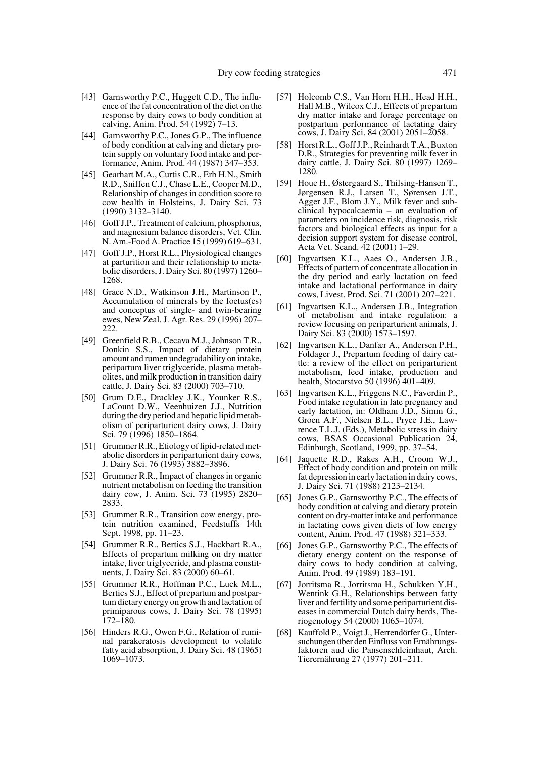[43] Garnsworthy P.C., Huggett C.D., The influence of the fat concentration of the diet on the response by dairy cows to body condition at calving, Anim. Prod. 54 (1992) 7–13.

[44] Garnsworthy P.C., Jones G.P., The influence of body condition at calving and dietary protein supply on voluntary food intake and performance, Anim. Prod. 44 (1987) 347–353.

[45] Gearhart M.A., Curtis C.R., Erb H.N., Smith R.D., Sniffen C.J., Chase L.E., Cooper M.D., Relationship of changes in condition score to cow health in Holsteins, J. Dairy Sci. 73 (1990) 3132–3140.

[46] Goff J.P., Treatment of calcium, phosphorus, and magnesium balance disorders, Vet. Clin. N. Am.-Food A. Practice 15 (1999) 619–631.

[47] Goff J.P., Horst R.L., Physiological changes at parturition and their relationship to metabolic disorders, J. Dairy Sci. 80 (1997) 1260–1268.

[48] Grace N.D., Watkinson J.H., Martinson P., Accumulation of minerals by the foetus(es) and conceptus of single- and twin-bearing ewes, New Zeal. J. Agr. Res. 29 (1996) 207–222.

[49] Greenfield R.B., Cecava M.J., Johnson T.R., Donkin S.S., Impact of dietary protein amount and rumen undegradability on intake, peripartum liver triglyceride, plasma metabolites, and milk production in transition dairy cattle, J. Dairy Sci. 83 (2000) 703–710.

[50] Grum D.E., Drackley J.K., Younker R.S., LaCount D.W., Veenhuizen J.J., Nutrition during the dry period and hepatic lipid metabolism of periparturient dairy cows, J. Dairy Sci. 79 (1996) 1850–1864.

[51] Grummer R.R., Etiology of lipid-related metabolic disorders in periparturient dairy cows, J. Dairy Sci. 76 (1993) 3882–3896.

[52] Grummer R.R., Impact of changes in organic nutrient metabolism on feeding the transition dairy cow, J. Anim. Sci. 73 (1995) 2820–2833.

[53] Grummer R.R., Transition cow energy, protein nutrition examined, Feedstuffs 14th Sept. 1998, pp. 11–23.

[54] Grummer R.R., Bertics S.J., Hackbart R.A., Effects of prepartum milking on dry matter intake, liver triglyceride, and plasma constituents, J. Dairy Sci. 83 (2000) 60–61.

[55] Grummer R.R., Hoffman P.C., Luck M.L., Bertics S.J., Effect of prepartum and postpartum dietary energy on growth and lactation of primiparous cows, J. Dairy Sci. 78 (1995) 172–180.

[56] Hinders R.G., Owen F.G., Relation of ruminal parakeratosis development to volatile fatty acid absorption, J. Dairy Sci. 48 (1965) 1069–1073.

[57] Holcomb C.S., Van Horn H.H., Head H.H., Hall M.B., Wilcox C.J., Effects of prepartum dry matter intake and forage percentage on postpartum performance of lactating dairy cows, J. Dairy Sci. 84 (2001) 2051–2058.

[58] Horst R.L., Goff J.P., Reinhardt T.A., Buxton D.R., Strategies for preventing milk fever in dairy cattle, J. Dairy Sci. 80 (1997) 1269–1280.

[59] Houe H., Østergaard S., Thilsing-Hansen T., Jørgensen R.J., Larsen T., Sørensen J.T., Agger J.F., Blom J.Y., Milk fever and subclinical hypocalcaemia – an evaluation of parameters on incidence risk, diagnosis, risk factors and biological effects as input for a decision support system for disease control, Acta Vet. Scand. 42 (2001) 1–29.

[60] Ingvartsen K.L., Aaes O., Andersen J.B., Effects of pattern of concentrate allocation in the dry period and early lactation on feed intake and lactational performance in dairy cows, Livest. Prod. Sci. 71 (2001) 207–221.

[61] Ingvartsen K.L., Andersen J.B., Integration of metabolism and intake regulation: a review focusing on periparturient animals, J. Dairy Sci. 83 (2000) 1573–1597.

[62] Ingvartsen K.L., Danfær A., Andersen P.H., Foldager J., Prepartum feeding of dairy cattle: a review of the effect on periparturient metabolism, feed intake, production and health, Stocarstvo 50 (1996) 401–409.

[63] Ingvartsen K.L., Friggens N.C., Faverdin P., Food intake regulation in late pregnancy and early lactation, in: Oldham J.D., Simm G., Groen A.F., Nielsen B.L., Pryce J.E., Lawrence T.L.J. (Eds.), Metabolic stress in dairy cows, BSAS Occasional Publication 24, Edinburgh, Scotland, 1999, pp. 37–54.

[64] Jaquette R.D., Rakes A.H., Croom W.J., Effect of body condition and protein on milk fat depression in early lactation in dairy cows, J. Dairy Sci. 71 (1988) 2123–2134.

[65] Jones G.P., Garnsworthy P.C., The effects of body condition at calving and dietary protein content on dry-matter intake and performance in lactating cows given diets of low energy content, Anim. Prod. 47 (1988) 321–333.

[66] Jones G.P., Garnsworthy P.C., The effects of dietary energy content on the response of dairy cows to body condition at calving, Anim. Prod. 49 (1989) 183–191.

[67] Jorritsma R., Jorritsma H., Schukken Y.H., Wentink G.H., Relationships between fatty liver and fertility and some periparturient diseases in commercial Dutch dairy herds, Theriogenology 54 (2000) 1065–1074.

[68] Kauffold P., Voigt J., Herrendörfer G., Untersuchungen über den Einfluss von Ernährungsfaktoren aud die Pansenschleimhaut, Arch. Tierernährung 27 (1977) 201–211.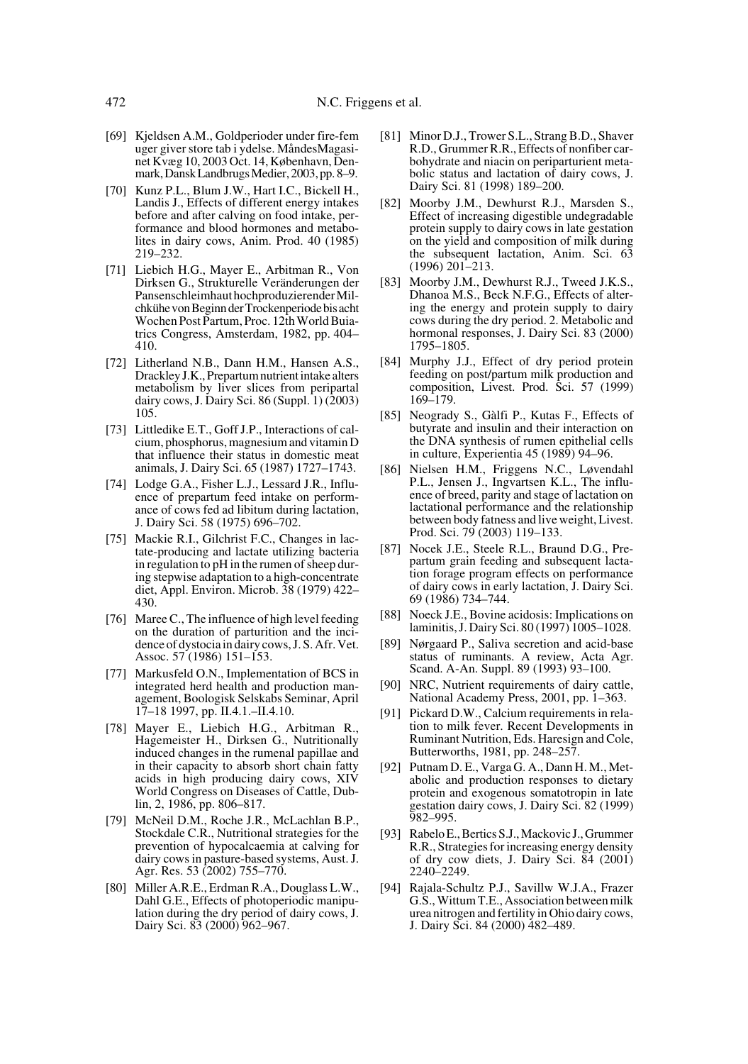[69] Kjeldsen A.M., Goldperioder under fire-fem uger giver store tab i ydelse. MåndesMagasinet Kvæg 10, 2003 Oct. 14, København, Denmark, Dansk Landbrugs Medier, 2003, pp. 8–9.

[70] Kunz P.L., Blum J.W., Hart I.C., Bickell H., Landis J., Effects of different energy intakes before and after calving on food intake, performance and blood hormones and metabolites in dairy cows, Anim. Prod. 40 (1985) 219–232.

[71] Liebich H.G., Mayer E., Arbitman R., Von Dirksen G., Strukturelle Veränderungen der Pansenschleimhaut hochproduzierender Milchkühe von Beginn der Trockenperiode bis acht Wochen Post Partum, Proc. 12th World Buiatrics Congress, Amsterdam, 1982, pp. 404–410.

[72] Litherland N.B., Dann H.M., Hansen A.S., Drackley J.K., Prepartum nutrient intake alters metabolism by liver slices from peripartal dairy cows, J. Dairy Sci. 86 (Suppl. 1) (2003) 105.

[73] Littledike E.T., Goff J.P., Interactions of calcium, phosphorus, magnesium and vitamin D that influence their status in domestic meat animals, J. Dairy Sci. 65 (1987) 1727–1743.

[74] Lodge G.A., Fisher L.J., Lessard J.R., Influence of prepartum feed intake on performance of cows fed ad libitum during lactation, J. Dairy Sci. 58 (1975) 696–702.

[75] Mackie R.I., Gilchrist F.C., Changes in lactate-producing and lactate utilizing bacteria in regulation to pH in the rumen of sheep during stepwise adaptation to a high-concentrate diet, Appl. Environ. Microb. 38 (1979) 422–430.

[76] Maree C., The influence of high level feeding on the duration of parturition and the incidence of dystocia in dairy cows, J. S. Afr. Vet. Assoc. 57 (1986) 151–153.

[77] Markusfeld O.N., Implementation of BCS in integrated herd health and production management, Boologisk Selskabs Seminar, April 17–18 1997, pp. II.4.1.–II.4.10.

[78] Mayer E., Liebich H.G., Arbitman R., Hagemeister H., Dirksen G., Nutritionally induced changes in the rumenal papillae and in their capacity to absorb short chain fatty acids in high producing dairy cows, XIV World Congress on Diseases of Cattle, Dublin, 2, 1986, pp. 806–817.

[79] McNeil D.M., Roche J.R., McLachlan B.P., Stockdale C.R., Nutritional strategies for the prevention of hypocalcaemia at calving for dairy cows in pasture-based systems, Aust. J. Agr. Res. 53 (2002) 755–770.

[80] Miller A.R.E., Erdman R.A., Douglass L.W., Dahl G.E., Effects of photoperiodic manipulation during the dry period of dairy cows, J. Dairy Sci. 83 (2000) 962–967.

[81] Minor D.J., Trower S.L., Strang B.D., Shaver R.D., Grummer R.R., Effects of nonfiber carbohydrate and niacin on periparturient metabolic status and lactation of dairy cows, J. Dairy Sci. 81 (1998) 189–200.

[82] Moorby J.M., Dewhurst R.J., Marsden S., Effect of increasing digestible undegradable protein supply to dairy cows in late gestation on the yield and composition of milk during the subsequent lactation, Anim. Sci. 63 (1996) 201–213.

[83] Moorby J.M., Dewhurst R.J., Tweed J.K.S., Dhanoa M.S., Beck N.F.G., Effects of altering the energy and protein supply to dairy cows during the dry period. 2. Metabolic and hormonal responses, J. Dairy Sci. 83 (2000) 1795–1805.

[84] Murphy J.J., Effect of dry period protein feeding on post/partum milk production and composition, Livest. Prod. Sci. 57 (1999) 169–179.

[85] Neogrady S., Gàlfi P., Kutas F., Effects of butyrate and insulin and their interaction on the DNA synthesis of rumen epithelial cells in culture, Experientia 45 (1989) 94–96.

[86] Nielsen H.M., Friggens N.C., Løvendahl P.L., Jensen J., Ingvartsen K.L., The influence of breed, parity and stage of lactation on lactational performance and the relationship between body fatness and live weight, Livest. Prod. Sci. 79 (2003) 119–133.

[87] Nocek J.E., Steele R.L., Braund D.G., Prepartum grain feeding and subsequent lactation forage program effects on performance of dairy cows in early lactation, J. Dairy Sci. 69 (1986) 734–744.

[88] Noeck J.E., Bovine acidosis: Implications on laminitis, J. Dairy Sci. 80 (1997) 1005–1028.

[89] Nørgaard P., Saliva secretion and acid-base status of ruminants. A review, Acta Agr. Scand. A-An. Suppl. 89 (1993) 93–100.

[90] NRC, Nutrient requirements of dairy cattle, National Academy Press, 2001, pp. 1–363.

[91] Pickard D.W., Calcium requirements in relation to milk fever. Recent Developments in Ruminant Nutrition, Eds. Haresign and Cole, Butterworths, 1981, pp. 248–257.

[92] Putnam D. E., Varga G. A., Dann H. M., Metabolic and production responses to dietary protein and exogenous somatotropin in late gestation dairy cows, J. Dairy Sci. 82 (1999) 982–995.

[93] Rabelo E., Bertics S.J., Mackovic J., Grummer R.R., Strategies for increasing energy density of dry cow diets, J. Dairy Sci. 84 (2001) 2240–2249.

[94] Rajala-Schultz P.J., Savillw W.J.A., Frazer G.S., Wittum T.E., Association between milk urea nitrogen and fertility in Ohio dairy cows, J. Dairy Sci. 84 (2000) 482–489.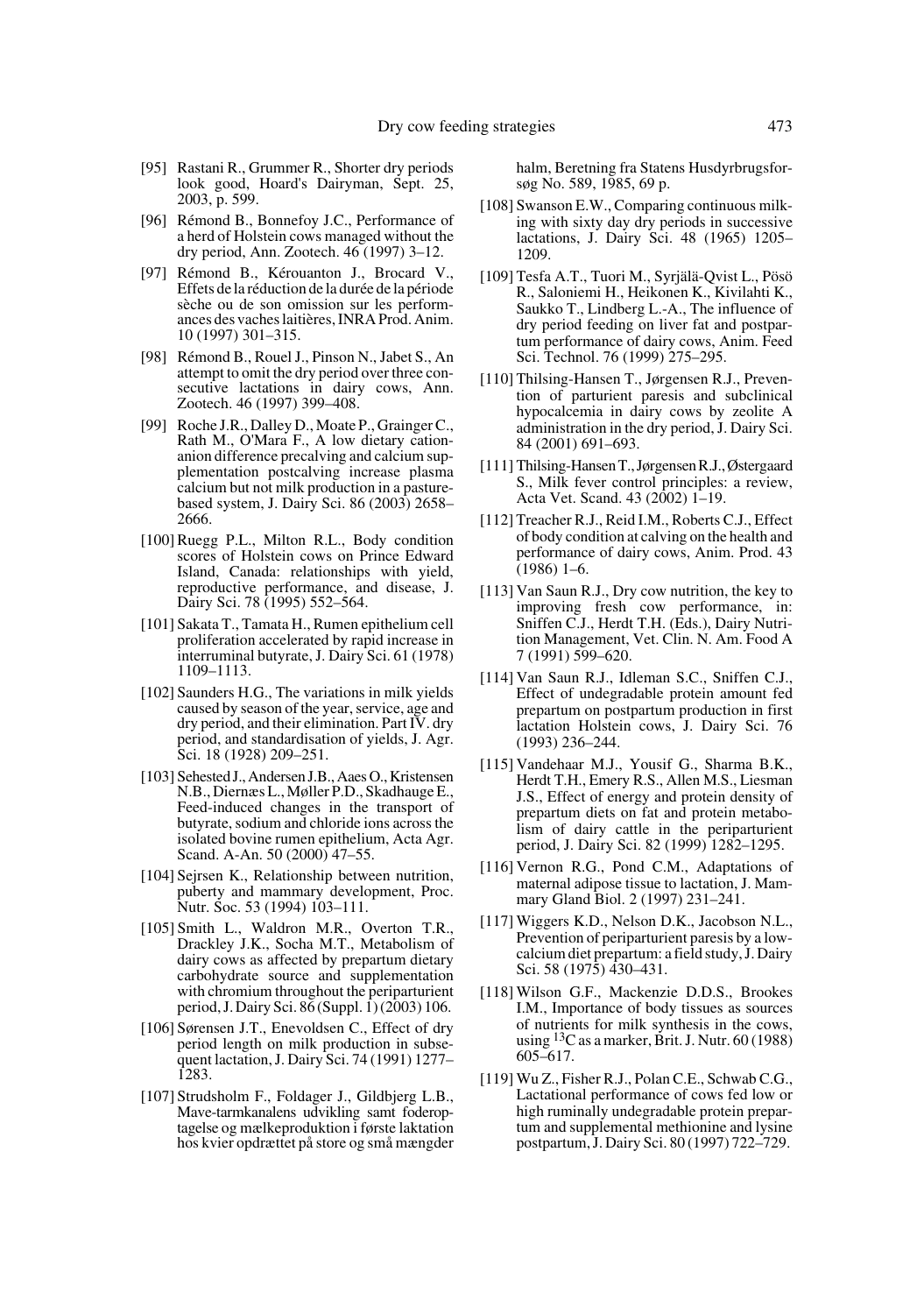[95] Rastani R., Grummer R., Shorter dry periods look good, Hoard's Dairyman, Sept. 25, 2003, p. 599.

[96] Rémond B., Bonnefoy J.C., Performance of a herd of Holstein cows managed without the dry period, Ann. Zootech. 46 (1997) 3–12.

[97] Rémond B., Kérouanton J., Brocard V., Effets de la réduction de la durée de la période sèche ou de son omission sur les performances des vaches laitières, INRA Prod. Anim. 10 (1997) 301–315.

[98] Rémond B., Rouel J., Pinson N., Jabet S., An attempt to omit the dry period over three consecutive lactations in dairy cows, Ann. Zootech. 46 (1997) 399–408.

[99] Roche J.R., Dalley D., Moate P., Grainger C., Rath M., O'Mara F., A low dietary cation-anion difference precalving and calcium supplementation postcalving increase plasma calcium but not milk production in a pasture-based system, J. Dairy Sci. 86 (2003) 2658–2666.

[100] Ruegg P.L., Milton R.L., Body condition scores of Holstein cows on Prince Edward Island, Canada: relationships with yield, reproductive performance, and disease, J. Dairy Sci. 78 (1995) 552–564.

[101] Sakata T., Tamata H., Rumen epithelium cell proliferation accelerated by rapid increase in interruminal butyrate, J. Dairy Sci. 61 (1978) 1109–1113.

[102] Saunders H.G., The variations in milk yields caused by season of the year, service, age and dry period, and their elimination. Part IV. dry period, and standardisation of yields, J. Agr. Sci. 18 (1928) 209–251.

[103] Sehested J., Andersen J.B., Aaes O., Kristensen N.B., Diernæs L., Møller P.D., Skadhauge E., Feed-induced changes in the transport of butyrate, sodium and chloride ions across the isolated bovine rumen epithelium, Acta Agr. Scand. A-An. 50 (2000) 47–55.

[104] Sejrsen K., Relationship between nutrition, puberty and mammary development, Proc. Nutr. Soc. 53 (1994) 103–111.

[105] Smith L., Waldron M.R., Overton T.R., Drackley J.K., Socha M.T., Metabolism of dairy cows as affected by prepartum dietary carbohydrate source and supplementation with chromium throughout the periparturient period, J. Dairy Sci. 86 (Suppl. 1) (2003) 106.

[106] Sørensen J.T., Enevoldsen C., Effect of dry period length on milk production in subsequent lactation, J. Dairy Sci. 74 (1991) 1277–1283.

[107] Strudsholm F., Foldager J., Gildbjerg L.B., Mave-tarmkanalens udvikling samt foderoptagelse og mælkeproduktion i første laktation hos kvier opdrættet på store og små mængder halm, Beretning fra Statens Husdyrbrugsforsøg No. 589, 1985, 69 p.

[108] Swanson E.W., Comparing continuous milking with sixty day dry periods in successive lactations, J. Dairy Sci. 48 (1965) 1205–1209.

[109] Tesfa A.T., Tuori M., Syrjälä-Qvist L., Pösö R., Saloniemi H., Heikonen K., Kivilahti K., Saukko T., Lindberg L.-A., The influence of dry period feeding on liver fat and postpartum performance of dairy cows, Anim. Feed Sci. Technol. 76 (1999) 275–295.

[110] Thilsing-Hansen T., Jørgensen R.J., Prevention of parturient paresis and subclinical hypocalcemia in dairy cows by zeolite A administration in the dry period, J. Dairy Sci. 84 (2001) 691–693.

[111] Thilsing-Hansen T., Jørgensen R.J., Østergaard S., Milk fever control principles: a review, Acta Vet. Scand. 43 (2002) 1–19.

[112] Treacher R.J., Reid I.M., Roberts C.J., Effect of body condition at calving on the health and performance of dairy cows, Anim. Prod. 43 (1986) 1–6.

[113] Van Saun R.J., Dry cow nutrition, the key to improving fresh cow performance, in: Sniffen C.J., Herdt T.H. (Eds.), Dairy Nutrition Management, Vet. Clin. N. Am. Food A 7 (1991) 599–620.

[114] Van Saun R.J., Idleman S.C., Sniffen C.J., Effect of undegradable protein amount fed prepartum on postpartum production in first lactation Holstein cows, J. Dairy Sci. 76 (1993) 236–244.

[115] Vandehaar M.J., Yousif G., Sharma B.K., Herdt T.H., Emery R.S., Allen M.S., Liesman J.S., Effect of energy and protein density of prepartum diets on fat and protein metabolism of dairy cattle in the periparturient period, J. Dairy Sci. 82 (1999) 1282–1295.

[116] Vernon R.G., Pond C.M., Adaptations of maternal adipose tissue to lactation, J. Mammary Gland Biol. 2 (1997) 231–241.

[117] Wiggers K.D., Nelson D.K., Jacobson N.L., Prevention of periparturient paresis by a low-calcium diet prepartum: a field study, J. Dairy Sci. 58 (1975) 430–431.

[118] Wilson G.F., Mackenzie D.D.S., Brookes I.M., Importance of body tissues as sources of nutrients for milk synthesis in the cows, using $^{13}C$ as a marker, Brit. J. Nutr. 60 (1988) 605–617.

[119] Wu Z., Fisher R.J., Polan C.E., Schwab C.G., Lactational performance of cows fed low or high ruminally undegradable protein prepartum and supplemental methionine and lysine postpartum, J. Dairy Sci. 80 (1997) 722–729.